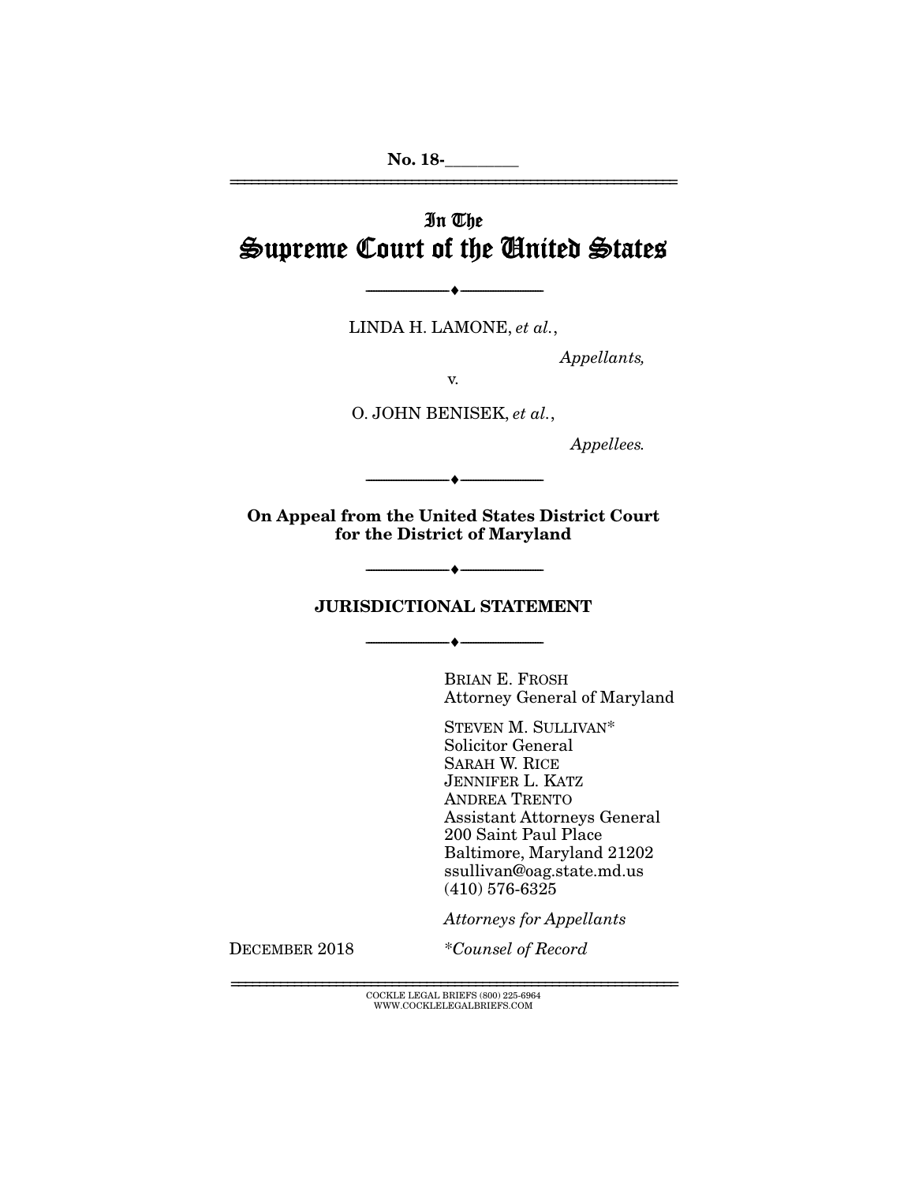No. 18-________

# In The
# Supreme Court of the United States

---

LINDA H. LAMONE, *et al.*,

*Appellants,*

v.

O. JOHN BENISEK, *et al.*,

*Appellees.*

---

**On Appeal from the United States District Court for the District of Maryland**

---

**JURISDICTIONAL STATEMENT**

---

BRIAN E. FROSH
Attorney General of Maryland

STEVEN M. SULLIVAN*
Solicitor General
SARAH W. RICE
JENNIFER L. KATZ
ANDREA TRENTO
Assistant Attorneys General
200 Saint Paul Place
Baltimore, Maryland 21202
ssullivan@oag.state.md.us
(410) 576-6325

*Attorneys for Appellants*

DECEMBER 2018

*\*Counsel of Record*

COCKLE LEGAL BRIEFS (800) 225-6964
WWW.COCKLELEGALBRIEFS.COM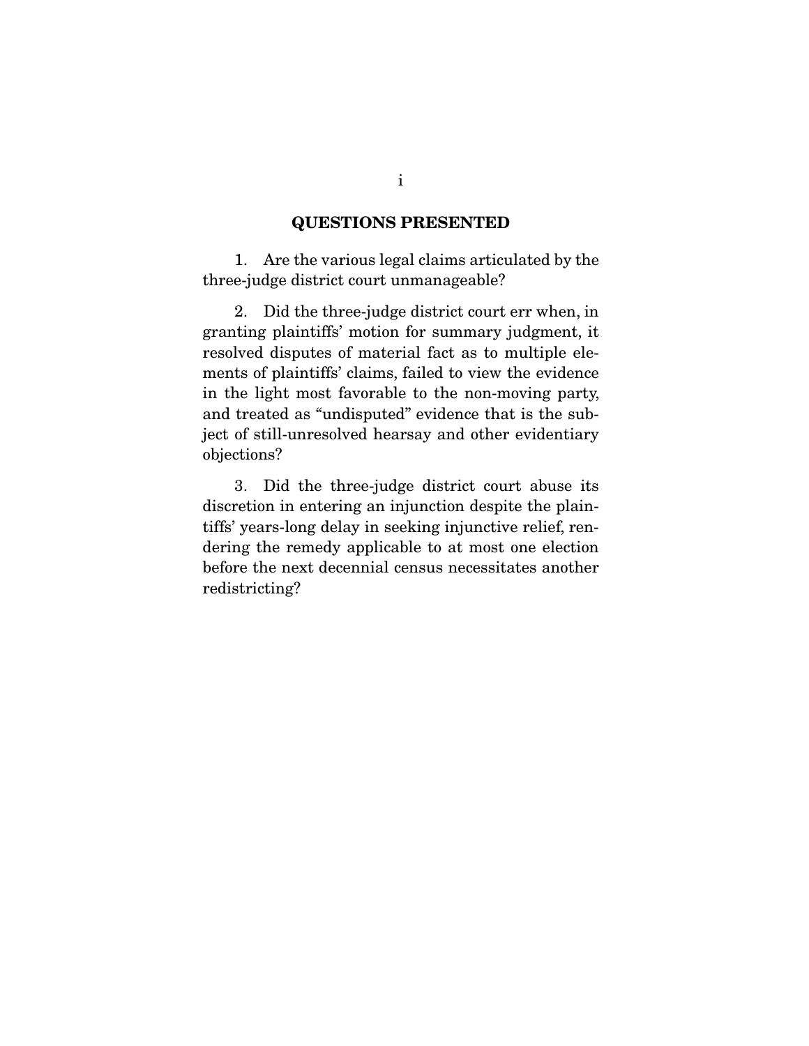## QUESTIONS PRESENTED

1. Are the various legal claims articulated by the three-judge district court unmanageable?

2. Did the three-judge district court err when, in granting plaintiffs' motion for summary judgment, it resolved disputes of material fact as to multiple elements of plaintiffs' claims, failed to view the evidence in the light most favorable to the non-moving party, and treated as "undisputed" evidence that is the subject of still-unresolved hearsay and other evidentiary objections?

3. Did the three-judge district court abuse its discretion in entering an injunction despite the plaintiffs' years-long delay in seeking injunctive relief, rendering the remedy applicable to at most one election before the next decennial census necessitates another redistricting?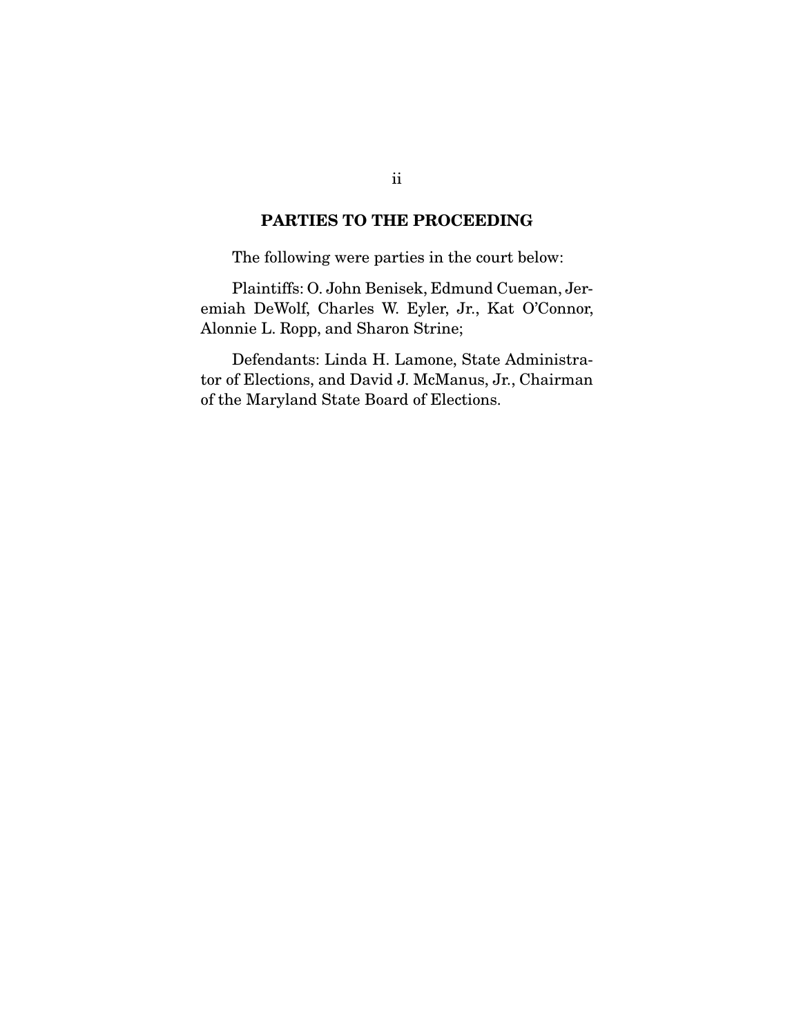## PARTIES TO THE PROCEEDING

The following were parties in the court below:

Plaintiffs: O. John Benisek, Edmund Cueman, Jeremiah DeWolf, Charles W. Eyler, Jr., Kat O'Connor, Alonnie L. Ropp, and Sharon Strine;

Defendants: Linda H. Lamone, State Administrator of Elections, and David J. McManus, Jr., Chairman of the Maryland State Board of Elections.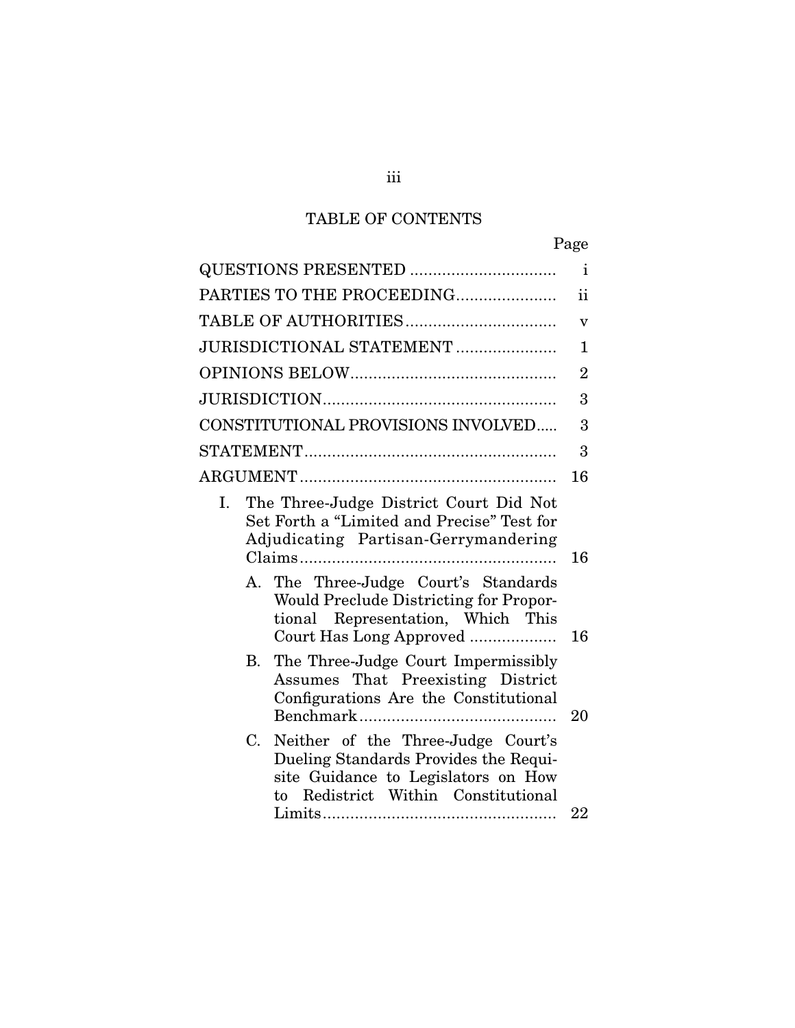# TABLE OF CONTENTS

| | Page |
|---|---|
| QUESTIONS PRESENTED | i |
| PARTIES TO THE PROCEEDING | ii |
| TABLE OF AUTHORITIES | v |
| JURISDICTIONAL STATEMENT | 1 |
| OPINIONS BELOW | 2 |
| JURISDICTION | 3 |
| CONSTITUTIONAL PROVISIONS INVOLVED | 3 |
| STATEMENT | 3 |
| ARGUMENT | 16 |
| I. The Three-Judge District Court Did Not Set Forth a "Limited and Precise" Test for Adjudicating Partisan-Gerrymandering Claims | 16 |
| A. The Three-Judge Court's Standards Would Preclude Districting for Proportional Representation, Which This Court Has Long Approved | 16 |
| B. The Three-Judge Court Impermissibly Assumes That Preexisting District Configurations Are the Constitutional Benchmark | 20 |
| C. Neither of the Three-Judge Court's Dueling Standards Provides the Requisite Guidance to Legislators on How to Redistrict Within Constitutional Limits | 22 |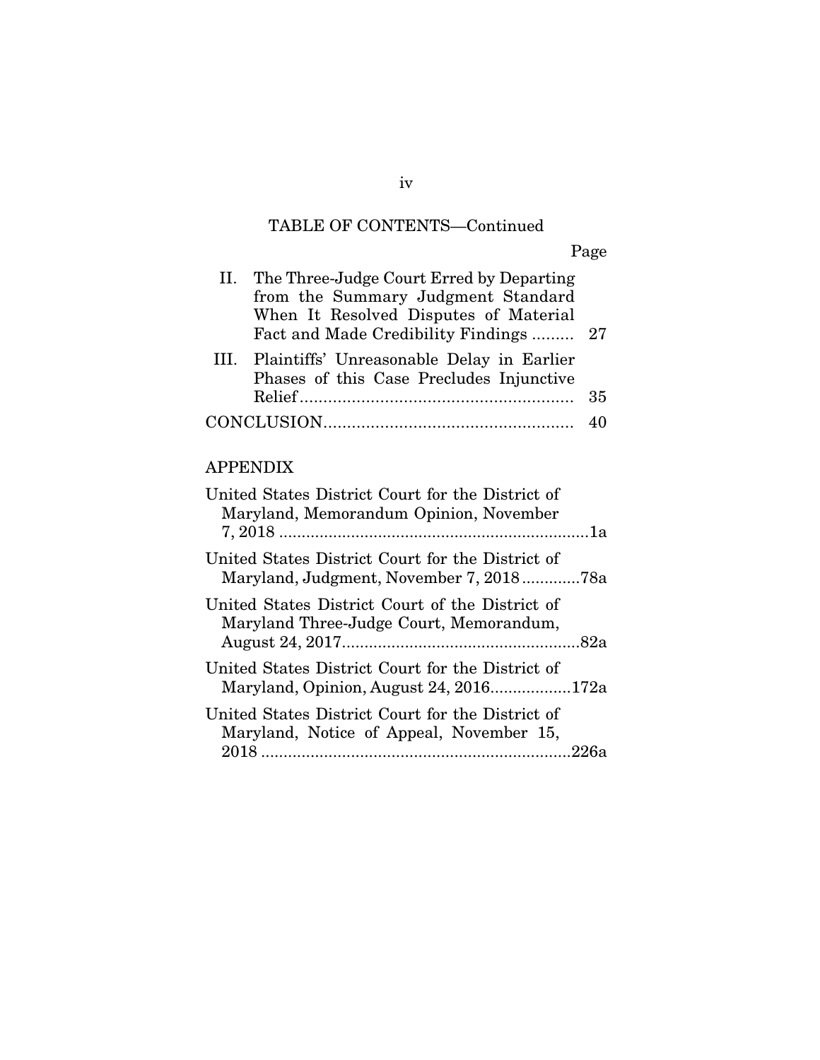TABLE OF CONTENTS—Continued

| | Page |
|---|---|
| II. The Three-Judge Court Erred by Departing from the Summary Judgment Standard When It Resolved Disputes of Material Fact and Made Credibility Findings | 27 |
| III. Plaintiffs' Unreasonable Delay in Earlier Phases of this Case Precludes Injunctive Relief | 35 |
| CONCLUSION | 40 |

APPENDIX

| | |
|---|---|
| United States District Court for the District of Maryland, Memorandum Opinion, November 7, 2018 | 1a |
| United States District Court for the District of Maryland, Judgment, November 7, 2018 | 78a |
| United States District Court of the District of Maryland Three-Judge Court, Memorandum, August 24, 2017 | 82a |
| United States District Court for the District of Maryland, Opinion, August 24, 2016 | 172a |
| United States District Court for the District of Maryland, Notice of Appeal, November 15, 2018 | 226a |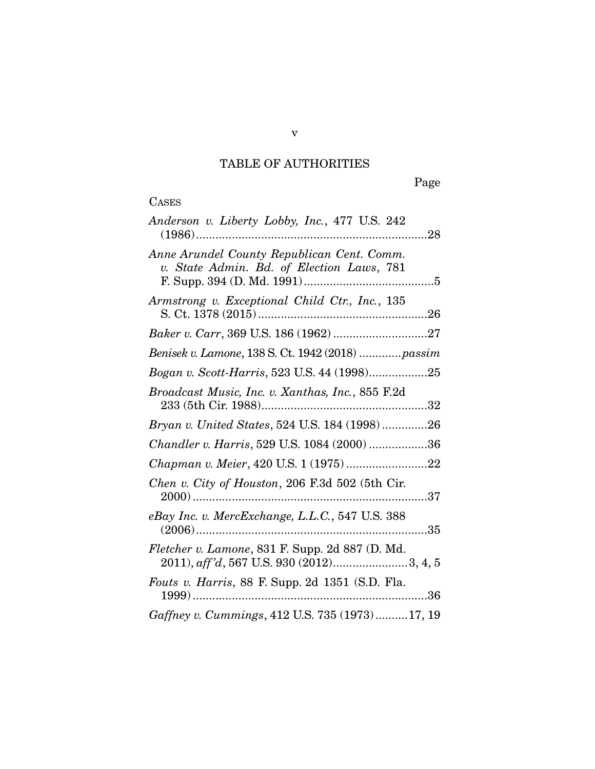# TABLE OF AUTHORITIES

Page

CASES

*Anderson v. Liberty Lobby, Inc.*, 477 U.S. 242 (1986) ....................................................................28

*Anne Arundel County Republican Cent. Comm. v. State Admin. Bd. of Election Laws*, 781 F. Supp. 394 (D. Md. 1991) ........................................5

*Armstrong v. Exceptional Child Ctr., Inc.*, 135 S. Ct. 1378 (2015) ....................................................26

*Baker v. Carr*, 369 U.S. 186 (1962) .............................27

*Benisek v. Lamone*, 138 S. Ct. 1942 (2018) .............*passim*

*Bogan v. Scott-Harris*, 523 U.S. 44 (1998)..................25

*Broadcast Music, Inc. v. Xanthas, Inc.*, 855 F.2d 233 (5th Cir. 1988)...................................................32

*Bryan v. United States*, 524 U.S. 184 (1998) ..............26

*Chandler v. Harris*, 529 U.S. 1084 (2000) ..................36

*Chapman v. Meier*, 420 U.S. 1 (1975) .........................22

*Chen v. City of Houston*, 206 F.3d 502 (5th Cir. 2000) .......................................................................37

*eBay Inc. v. MercExchange, L.L.C.*, 547 U.S. 388 (2006) .......................................................................35

*Fletcher v. Lamone*, 831 F. Supp. 2d 887 (D. Md. 2011), *aff'd*, 567 U.S. 930 (2012).......................3, 4, 5

*Fouts v. Harris*, 88 F. Supp. 2d 1351 (S.D. Fla. 1999) .......................................................................36

*Gaffney v. Cummings*, 412 U.S. 735 (1973)..........17, 19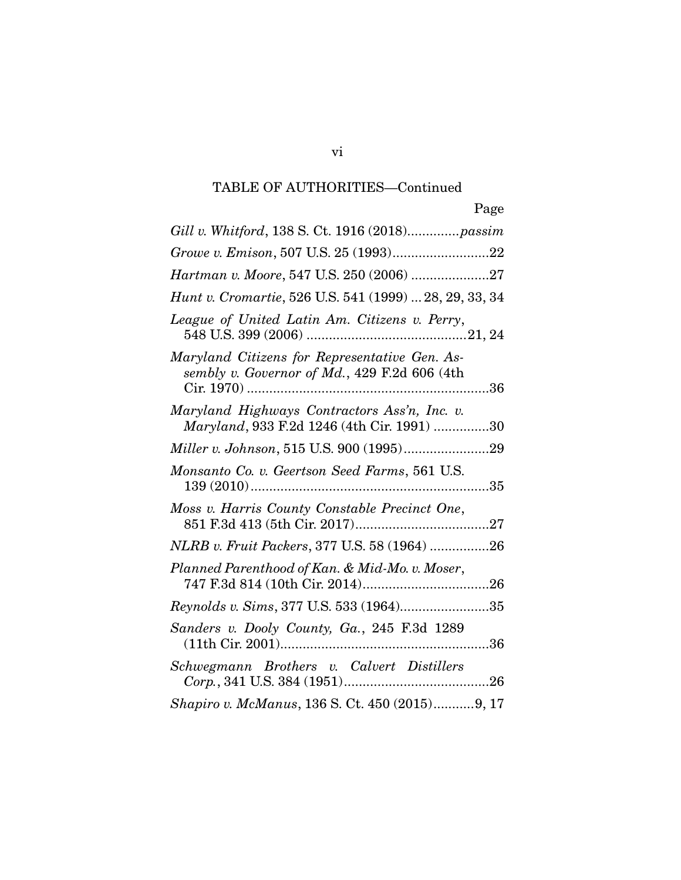TABLE OF AUTHORITIES—Continued

| | Page |
|---|---|
| *Gill v. Whitford*, 138 S. Ct. 1916 (2018) | *passim* |
| *Growe v. Emison*, 507 U.S. 25 (1993) | 22 |
| *Hartman v. Moore*, 547 U.S. 250 (2006) | 27 |
| *Hunt v. Cromartie*, 526 U.S. 541 (1999) | 28, 29, 33, 34 |
| *League of United Latin Am. Citizens v. Perry*, 548 U.S. 399 (2006) | 21, 24 |
| *Maryland Citizens for Representative Gen. Assembly v. Governor of Md.*, 429 F.2d 606 (4th Cir. 1970) | 36 |
| *Maryland Highways Contractors Ass'n, Inc. v. Maryland*, 933 F.2d 1246 (4th Cir. 1991) | 30 |
| *Miller v. Johnson*, 515 U.S. 900 (1995) | 29 |
| *Monsanto Co. v. Geertson Seed Farms*, 561 U.S. 139 (2010) | 35 |
| *Moss v. Harris County Constable Precinct One*, 851 F.3d 413 (5th Cir. 2017) | 27 |
| *NLRB v. Fruit Packers*, 377 U.S. 58 (1964) | 26 |
| *Planned Parenthood of Kan. & Mid-Mo. v. Moser*, 747 F.3d 814 (10th Cir. 2014) | 26 |
| *Reynolds v. Sims*, 377 U.S. 533 (1964) | 35 |
| *Sanders v. Dooly County, Ga.*, 245 F.3d 1289 (11th Cir. 2001) | 36 |
| *Schwegmann Brothers v. Calvert Distillers Corp.*, 341 U.S. 384 (1951) | 26 |
| *Shapiro v. McManus*, 136 S. Ct. 450 (2015) | 9, 17 |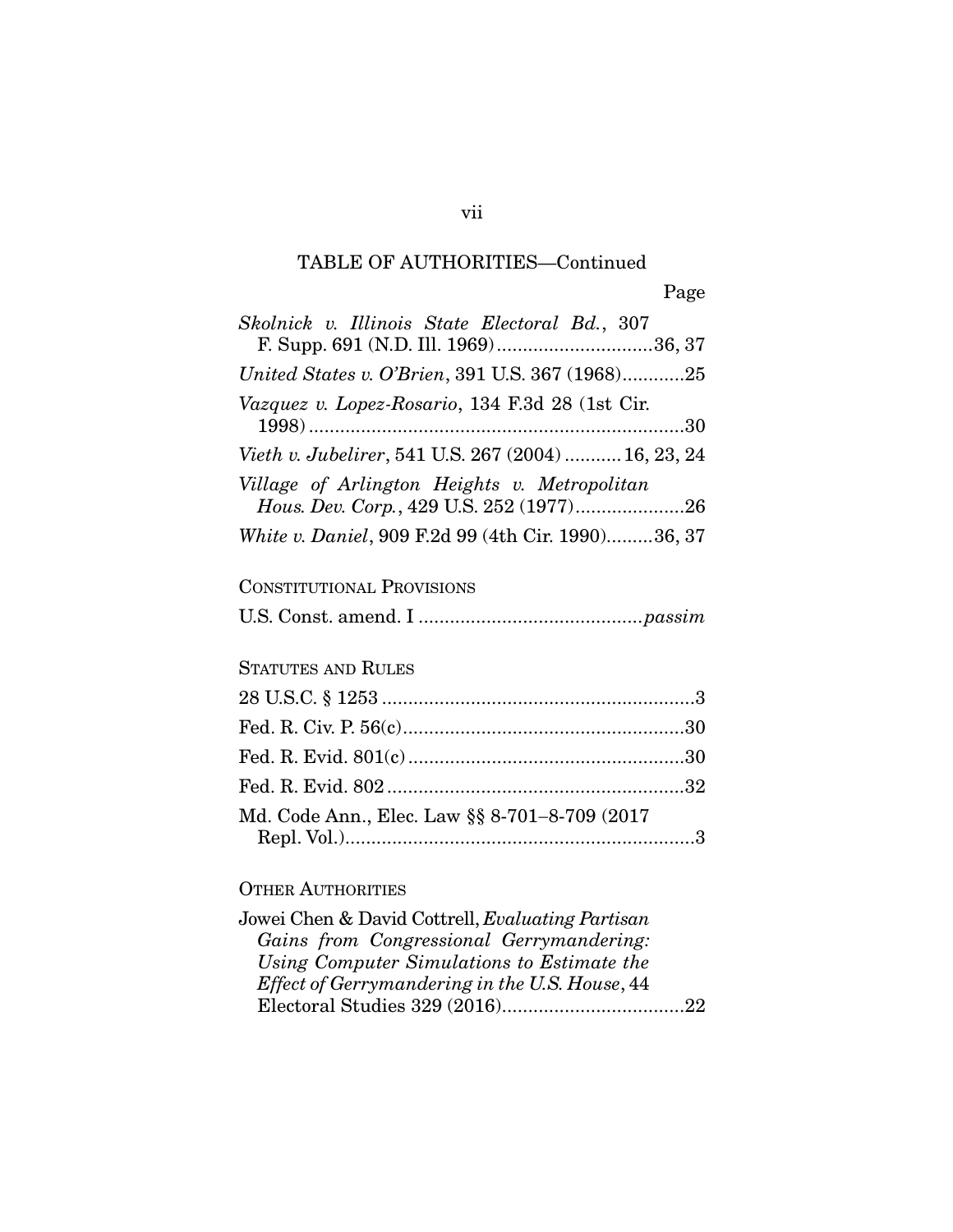TABLE OF AUTHORITIES—Continued

Page

*Skolnick v. Illinois State Electoral Bd.*, 307 F. Supp. 691 (N.D. Ill. 1969) ..............................36, 37

*United States v. O'Brien*, 391 U.S. 367 (1968)............25

*Vazquez v. Lopez-Rosario*, 134 F.3d 28 (1st Cir. 1998) .......................................................................30

*Vieth v. Jubelirer*, 541 U.S. 267 (2004) ........... 16, 23, 24

*Village of Arlington Heights v. Metropolitan Hous. Dev. Corp.*, 429 U.S. 252 (1977).....................26

*White v. Daniel*, 909 F.2d 99 (4th Cir. 1990).........36, 37

CONSTITUTIONAL PROVISIONS

U.S. Const. amend. I ..........................................*passim*

STATUTES AND RULES

28 U.S.C. § 1253 ...........................................................3

Fed. R. Civ. P. 56(c)......................................................30

Fed. R. Evid. 801(c) .....................................................30

Fed. R. Evid. 802 .........................................................32

Md. Code Ann., Elec. Law §§ 8-701–8-709 (2017 Repl. Vol.)...................................................................3

OTHER AUTHORITIES

Jowei Chen & David Cottrell, *Evaluating Partisan Gains from Congressional Gerrymandering: Using Computer Simulations to Estimate the Effect of Gerrymandering in the U.S. House*, 44 Electoral Studies 329 (2016)..................................22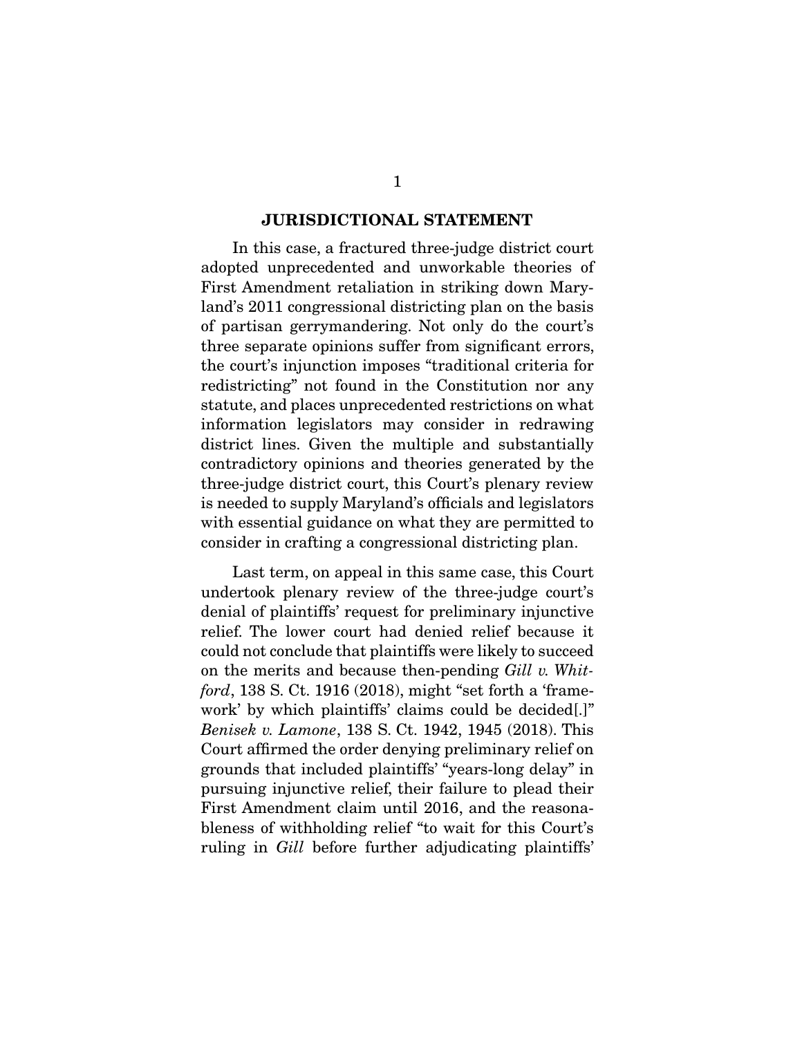## JURISDICTIONAL STATEMENT

In this case, a fractured three-judge district court adopted unprecedented and unworkable theories of First Amendment retaliation in striking down Maryland's 2011 congressional districting plan on the basis of partisan gerrymandering. Not only do the court's three separate opinions suffer from significant errors, the court's injunction imposes "traditional criteria for redistricting" not found in the Constitution nor any statute, and places unprecedented restrictions on what information legislators may consider in redrawing district lines. Given the multiple and substantially contradictory opinions and theories generated by the three-judge district court, this Court's plenary review is needed to supply Maryland's officials and legislators with essential guidance on what they are permitted to consider in crafting a congressional districting plan.

Last term, on appeal in this same case, this Court undertook plenary review of the three-judge court's denial of plaintiffs' request for preliminary injunctive relief. The lower court had denied relief because it could not conclude that plaintiffs were likely to succeed on the merits and because then-pending *Gill v. Whitford*, 138 S. Ct. 1916 (2018), might "set forth a 'framework' by which plaintiffs' claims could be decided[.]" *Benisek v. Lamone*, 138 S. Ct. 1942, 1945 (2018). This Court affirmed the order denying preliminary relief on grounds that included plaintiffs' "years-long delay" in pursuing injunctive relief, their failure to plead their First Amendment claim until 2016, and the reasonableness of withholding relief "to wait for this Court's ruling in *Gill* before further adjudicating plaintiffs'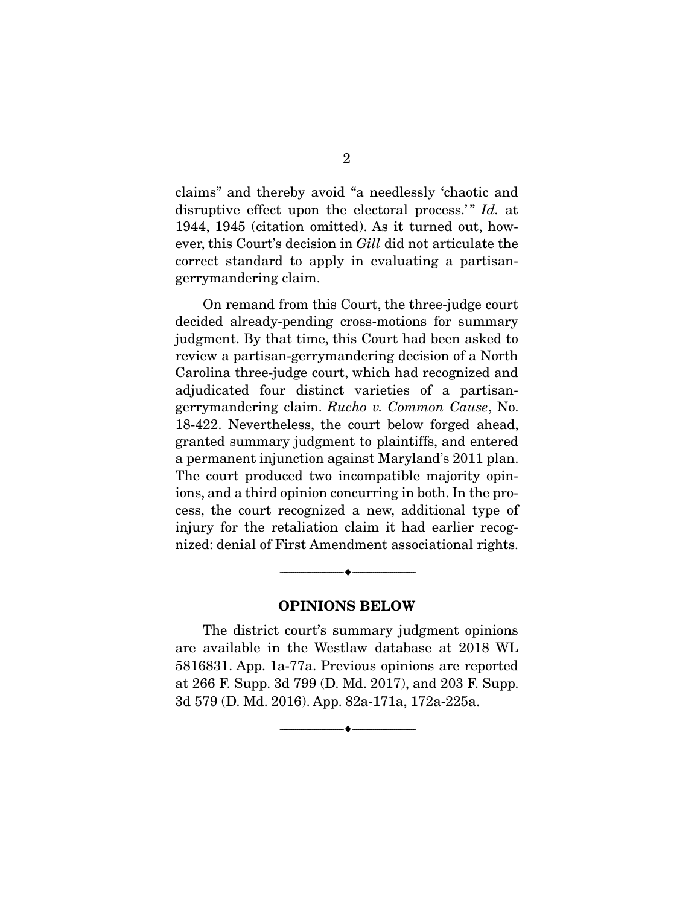claims" and thereby avoid "a needlessly 'chaotic and disruptive effect upon the electoral process.'" *Id.* at 1944, 1945 (citation omitted). As it turned out, however, this Court's decision in *Gill* did not articulate the correct standard to apply in evaluating a partisan-gerrymandering claim.

On remand from this Court, the three-judge court decided already-pending cross-motions for summary judgment. By that time, this Court had been asked to review a partisan-gerrymandering decision of a North Carolina three-judge court, which had recognized and adjudicated four distinct varieties of a partisan-gerrymandering claim. *Rucho v. Common Cause*, No. 18-422. Nevertheless, the court below forged ahead, granted summary judgment to plaintiffs, and entered a permanent injunction against Maryland's 2011 plan. The court produced two incompatible majority opinions, and a third opinion concurring in both. In the process, the court recognized a new, additional type of injury for the retaliation claim it had earlier recognized: denial of First Amendment associational rights.

---

## OPINIONS BELOW

The district court's summary judgment opinions are available in the Westlaw database at 2018 WL 5816831. App. 1a-77a. Previous opinions are reported at 266 F. Supp. 3d 799 (D. Md. 2017), and 203 F. Supp. 3d 579 (D. Md. 2016). App. 82a-171a, 172a-225a.

---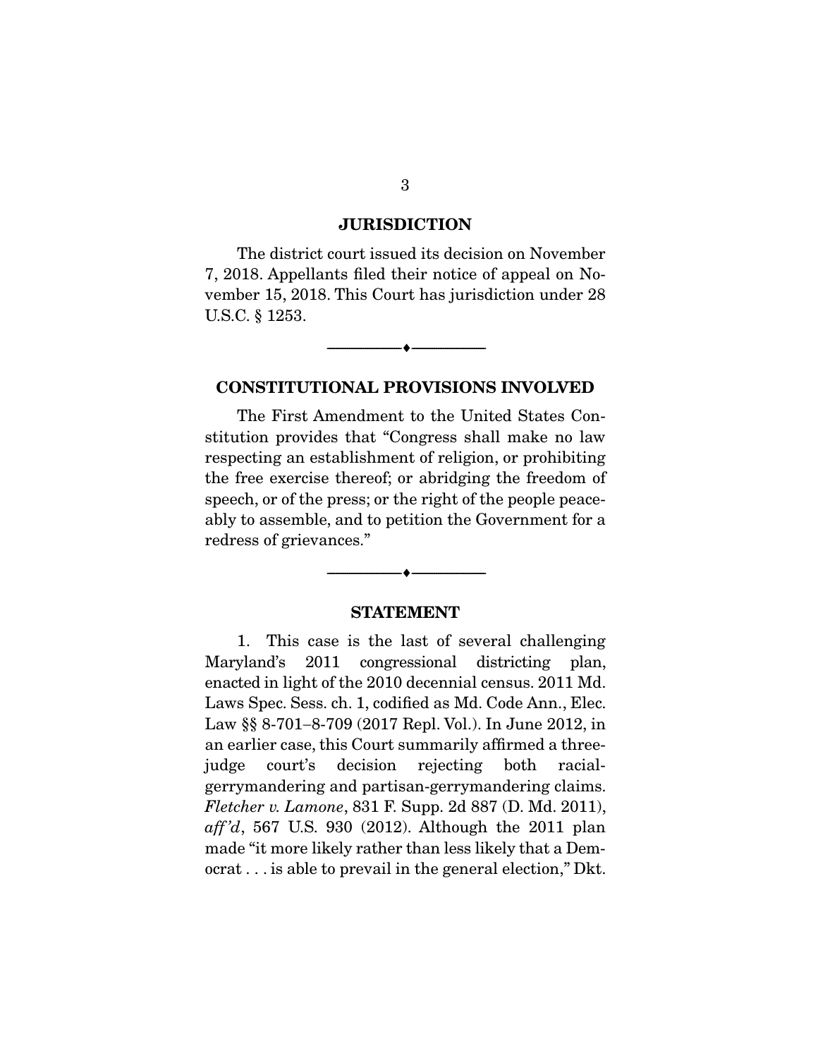## JURISDICTION

The district court issued its decision on November 7, 2018. Appellants filed their notice of appeal on November 15, 2018. This Court has jurisdiction under 28 U.S.C. § 1253.

---

## CONSTITUTIONAL PROVISIONS INVOLVED

The First Amendment to the United States Constitution provides that "Congress shall make no law respecting an establishment of religion, or prohibiting the free exercise thereof; or abridging the freedom of speech, or of the press; or the right of the people peaceably to assemble, and to petition the Government for a redress of grievances."

---

## STATEMENT

1. This case is the last of several challenging Maryland's 2011 congressional districting plan, enacted in light of the 2010 decennial census. 2011 Md. Laws Spec. Sess. ch. 1, codified as Md. Code Ann., Elec. Law §§ 8-701–8-709 (2017 Repl. Vol.). In June 2012, in an earlier case, this Court summarily affirmed a three-judge court's decision rejecting both racial-gerrymandering and partisan-gerrymandering claims. *Fletcher v. Lamone*, 831 F. Supp. 2d 887 (D. Md. 2011), *aff'd*, 567 U.S. 930 (2012). Although the 2011 plan made "it more likely rather than less likely that a Democrat . . . is able to prevail in the general election," Dkt.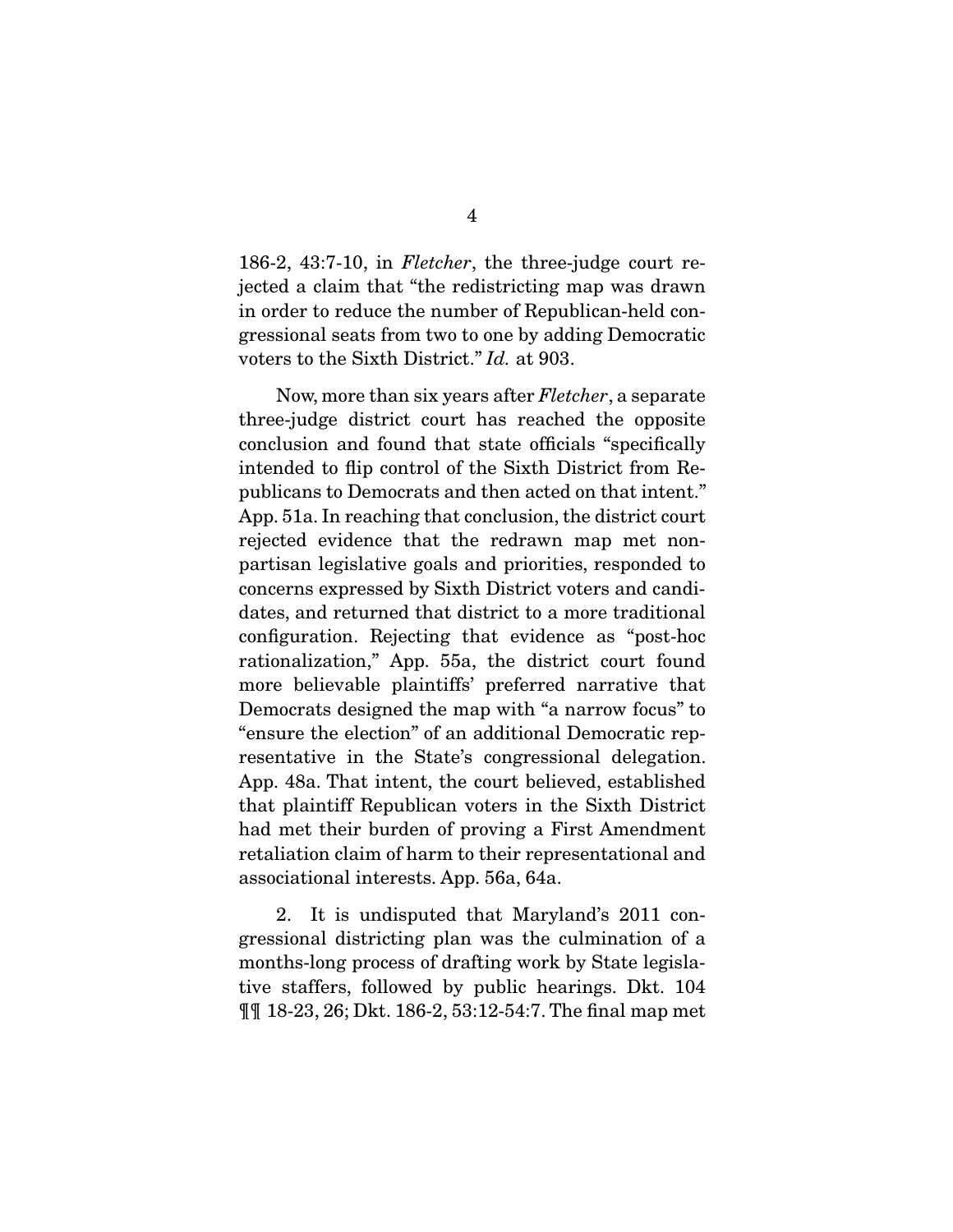186-2, 43:7-10, in *Fletcher*, the three-judge court rejected a claim that "the redistricting map was drawn in order to reduce the number of Republican-held congressional seats from two to one by adding Democratic voters to the Sixth District." *Id.* at 903.

Now, more than six years after *Fletcher*, a separate three-judge district court has reached the opposite conclusion and found that state officials "specifically intended to flip control of the Sixth District from Republicans to Democrats and then acted on that intent." App. 51a. In reaching that conclusion, the district court rejected evidence that the redrawn map met nonpartisan legislative goals and priorities, responded to concerns expressed by Sixth District voters and candidates, and returned that district to a more traditional configuration. Rejecting that evidence as "post-hoc rationalization," App. 55a, the district court found more believable plaintiffs' preferred narrative that Democrats designed the map with "a narrow focus" to "ensure the election" of an additional Democratic representative in the State's congressional delegation. App. 48a. That intent, the court believed, established that plaintiff Republican voters in the Sixth District had met their burden of proving a First Amendment retaliation claim of harm to their representational and associational interests. App. 56a, 64a.

2. It is undisputed that Maryland's 2011 congressional districting plan was the culmination of a months-long process of drafting work by State legislative staffers, followed by public hearings. Dkt. 104 ¶¶ 18-23, 26; Dkt. 186-2, 53:12-54:7. The final map met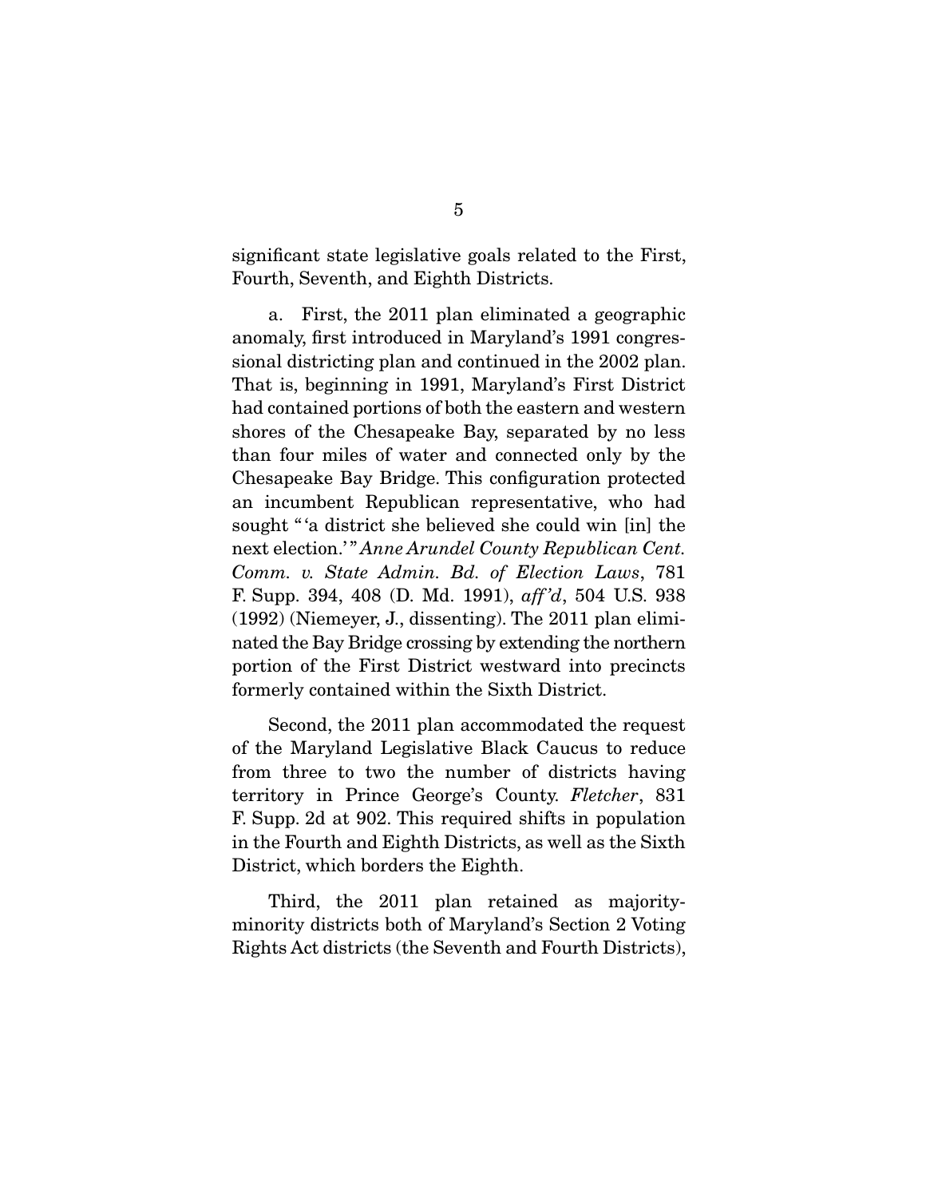significant state legislative goals related to the First, Fourth, Seventh, and Eighth Districts.

a. First, the 2011 plan eliminated a geographic anomaly, first introduced in Maryland's 1991 congressional districting plan and continued in the 2002 plan. That is, beginning in 1991, Maryland's First District had contained portions of both the eastern and western shores of the Chesapeake Bay, separated by no less than four miles of water and connected only by the Chesapeake Bay Bridge. This configuration protected an incumbent Republican representative, who had sought "'a district she believed she could win [in] the next election.'" *Anne Arundel County Republican Cent. Comm. v. State Admin. Bd. of Election Laws*, 781 F. Supp. 394, 408 (D. Md. 1991), *aff'd*, 504 U.S. 938 (1992) (Niemeyer, J., dissenting). The 2011 plan eliminated the Bay Bridge crossing by extending the northern portion of the First District westward into precincts formerly contained within the Sixth District.

Second, the 2011 plan accommodated the request of the Maryland Legislative Black Caucus to reduce from three to two the number of districts having territory in Prince George's County. *Fletcher*, 831 F. Supp. 2d at 902. This required shifts in population in the Fourth and Eighth Districts, as well as the Sixth District, which borders the Eighth.

Third, the 2011 plan retained as majority-minority districts both of Maryland's Section 2 Voting Rights Act districts (the Seventh and Fourth Districts),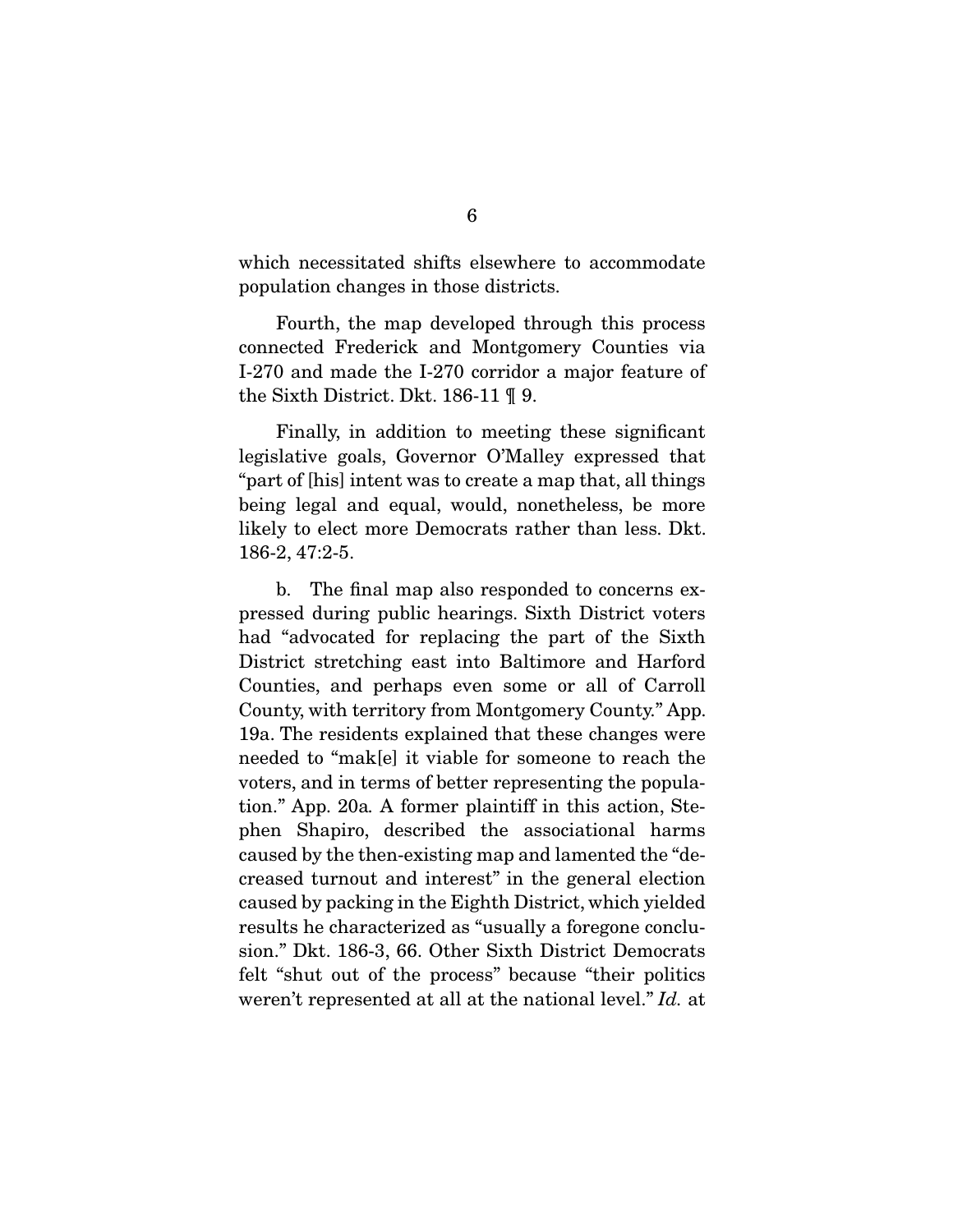which necessitated shifts elsewhere to accommodate population changes in those districts.

Fourth, the map developed through this process connected Frederick and Montgomery Counties via I-270 and made the I-270 corridor a major feature of the Sixth District. Dkt. 186-11 ¶ 9.

Finally, in addition to meeting these significant legislative goals, Governor O'Malley expressed that "part of [his] intent was to create a map that, all things being legal and equal, would, nonetheless, be more likely to elect more Democrats rather than less. Dkt. 186-2, 47:2-5.

b. The final map also responded to concerns expressed during public hearings. Sixth District voters had "advocated for replacing the part of the Sixth District stretching east into Baltimore and Harford Counties, and perhaps even some or all of Carroll County, with territory from Montgomery County." App. 19a. The residents explained that these changes were needed to "mak[e] it viable for someone to reach the voters, and in terms of better representing the population." App. 20a. A former plaintiff in this action, Stephen Shapiro, described the associational harms caused by the then-existing map and lamented the "decreased turnout and interest" in the general election caused by packing in the Eighth District, which yielded results he characterized as "usually a foregone conclusion." Dkt. 186-3, 66. Other Sixth District Democrats felt "shut out of the process" because "their politics weren't represented at all at the national level." *Id.* at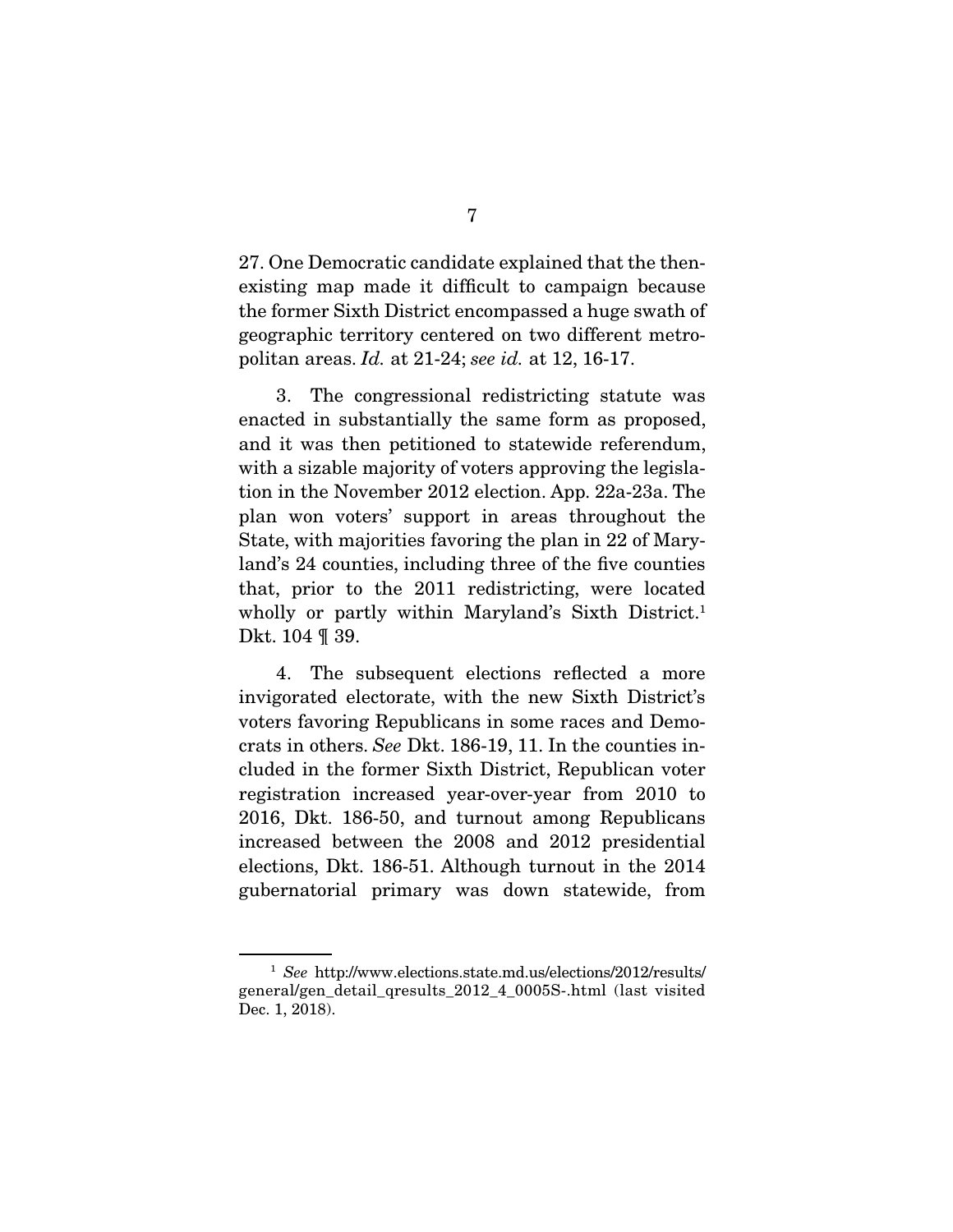27. One Democratic candidate explained that the then-existing map made it difficult to campaign because the former Sixth District encompassed a huge swath of geographic territory centered on two different metropolitan areas. *Id.* at 21-24; *see id.* at 12, 16-17.

3. The congressional redistricting statute was enacted in substantially the same form as proposed, and it was then petitioned to statewide referendum, with a sizable majority of voters approving the legislation in the November 2012 election. App. 22a-23a. The plan won voters' support in areas throughout the State, with majorities favoring the plan in 22 of Maryland's 24 counties, including three of the five counties that, prior to the 2011 redistricting, were located wholly or partly within Maryland's Sixth District.[1] Dkt. 104 ¶ 39.

4. The subsequent elections reflected a more invigorated electorate, with the new Sixth District's voters favoring Republicans in some races and Democrats in others. *See* Dkt. 186-19, 11. In the counties included in the former Sixth District, Republican voter registration increased year-over-year from 2010 to 2016, Dkt. 186-50, and turnout among Republicans increased between the 2008 and 2012 presidential elections, Dkt. 186-51. Although turnout in the 2014 gubernatorial primary was down statewide, from

---

[1] *See* http://www.elections.state.md.us/elections/2012/results/general/gen_detail_qresults_2012_4_0005S-.html (last visited Dec. 1, 2018).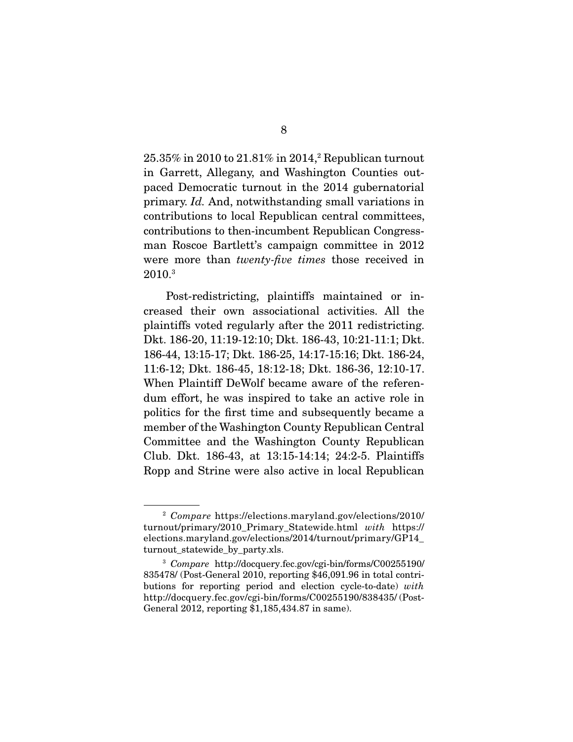25.35% in 2010 to 21.81% in 2014,[2] Republican turnout in Garrett, Allegany, and Washington Counties outpaced Democratic turnout in the 2014 gubernatorial primary. *Id.* And, notwithstanding small variations in contributions to local Republican central committees, contributions to then-incumbent Republican Congressman Roscoe Bartlett's campaign committee in 2012 were more than *twenty-five times* those received in 2010.[3]

Post-redistricting, plaintiffs maintained or increased their own associational activities. All the plaintiffs voted regularly after the 2011 redistricting. Dkt. 186-20, 11:19-12:10; Dkt. 186-43, 10:21-11:1; Dkt. 186-44, 13:15-17; Dkt. 186-25, 14:17-15:16; Dkt. 186-24, 11:6-12; Dkt. 186-45, 18:12-18; Dkt. 186-36, 12:10-17. When Plaintiff DeWolf became aware of the referendum effort, he was inspired to take an active role in politics for the first time and subsequently became a member of the Washington County Republican Central Committee and the Washington County Republican Club. Dkt. 186-43, at 13:15-14:14; 24:2-5. Plaintiffs Ropp and Strine were also active in local Republican

---

[2] *Compare* https://elections.maryland.gov/elections/2010/turnout/primary/2010_Primary_Statewide.html *with* https://elections.maryland.gov/elections/2014/turnout/primary/GP14_turnout_statewide_by_party.xls.

[3] *Compare* http://docquery.fec.gov/cgi-bin/forms/C00255190/835478/ (Post-General 2010, reporting $46,091.96 in total contributions for reporting period and election cycle-to-date) *with* http://docquery.fec.gov/cgi-bin/forms/C00255190/838435/ (Post-General 2012, reporting $1,185,434.87 in same).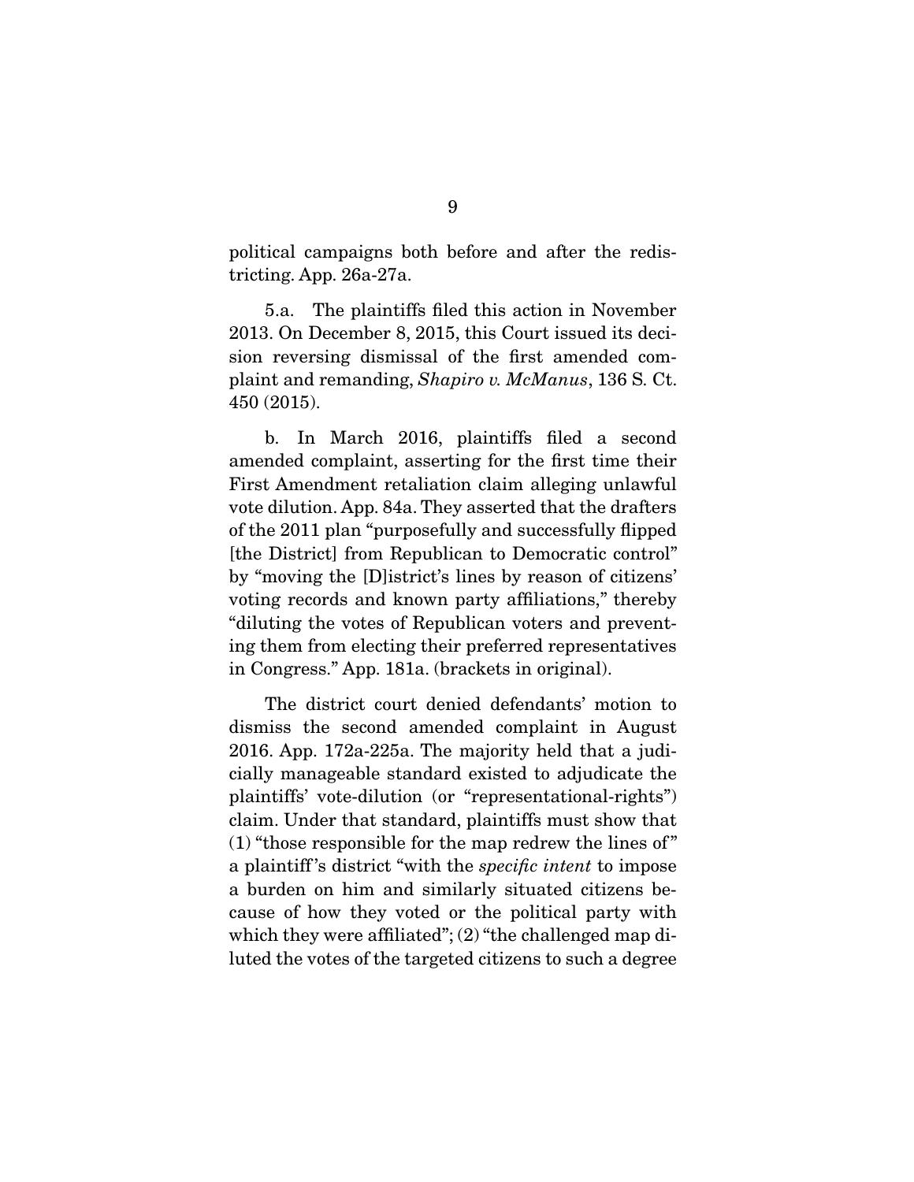political campaigns both before and after the redistricting. App. 26a-27a.

5.a. The plaintiffs filed this action in November 2013. On December 8, 2015, this Court issued its decision reversing dismissal of the first amended complaint and remanding, *Shapiro v. McManus*, 136 S. Ct. 450 (2015).

b. In March 2016, plaintiffs filed a second amended complaint, asserting for the first time their First Amendment retaliation claim alleging unlawful vote dilution. App. 84a. They asserted that the drafters of the 2011 plan "purposefully and successfully flipped [the District] from Republican to Democratic control" by "moving the [D]istrict's lines by reason of citizens' voting records and known party affiliations," thereby "diluting the votes of Republican voters and preventing them from electing their preferred representatives in Congress." App. 181a. (brackets in original).

The district court denied defendants' motion to dismiss the second amended complaint in August 2016. App. 172a-225a. The majority held that a judicially manageable standard existed to adjudicate the plaintiffs' vote-dilution (or "representational-rights") claim. Under that standard, plaintiffs must show that (1) "those responsible for the map redrew the lines of" a plaintiff's district "with the *specific intent* to impose a burden on him and similarly situated citizens because of how they voted or the political party with which they were affiliated"; (2) "the challenged map diluted the votes of the targeted citizens to such a degree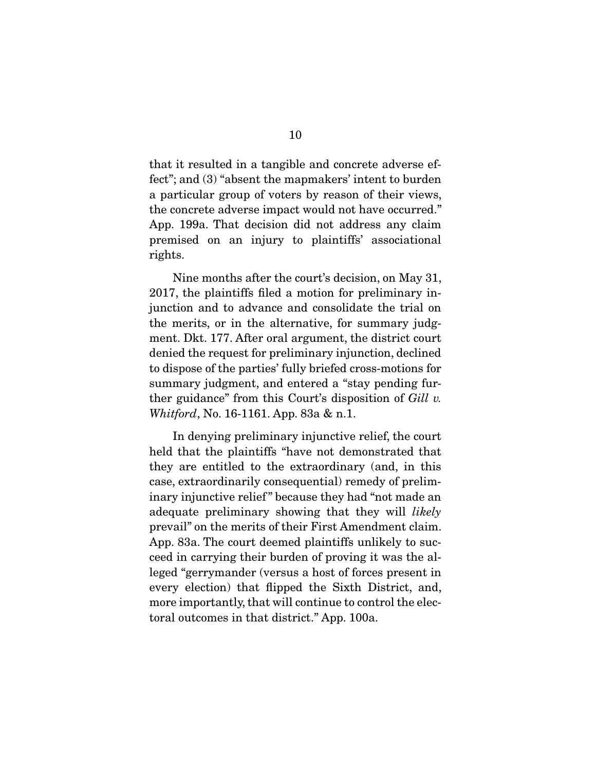that it resulted in a tangible and concrete adverse effect"; and (3) "absent the mapmakers' intent to burden a particular group of voters by reason of their views, the concrete adverse impact would not have occurred." App. 199a. That decision did not address any claim premised on an injury to plaintiffs' associational rights.

Nine months after the court's decision, on May 31, 2017, the plaintiffs filed a motion for preliminary injunction and to advance and consolidate the trial on the merits, or in the alternative, for summary judgment. Dkt. 177. After oral argument, the district court denied the request for preliminary injunction, declined to dispose of the parties' fully briefed cross-motions for summary judgment, and entered a "stay pending further guidance" from this Court's disposition of *Gill v. Whitford*, No. 16-1161. App. 83a & n.1.

In denying preliminary injunctive relief, the court held that the plaintiffs "have not demonstrated that they are entitled to the extraordinary (and, in this case, extraordinarily consequential) remedy of preliminary injunctive relief" because they had "not made an adequate preliminary showing that they will *likely* prevail" on the merits of their First Amendment claim. App. 83a. The court deemed plaintiffs unlikely to succeed in carrying their burden of proving it was the alleged "gerrymander (versus a host of forces present in every election) that flipped the Sixth District, and, more importantly, that will continue to control the electoral outcomes in that district." App. 100a.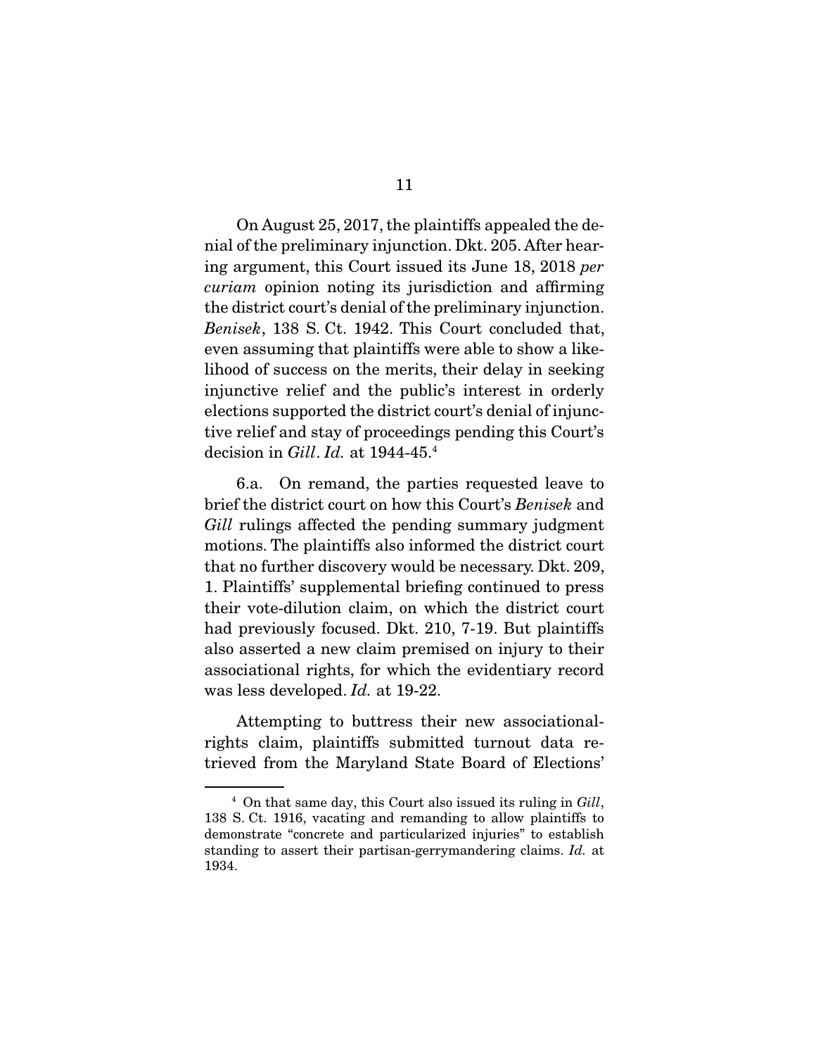On August 25, 2017, the plaintiffs appealed the denial of the preliminary injunction. Dkt. 205. After hearing argument, this Court issued its June 18, 2018 *per curiam* opinion noting its jurisdiction and affirming the district court's denial of the preliminary injunction. *Benisek*, 138 S. Ct. 1942. This Court concluded that, even assuming that plaintiffs were able to show a likelihood of success on the merits, their delay in seeking injunctive relief and the public's interest in orderly elections supported the district court's denial of injunctive relief and stay of proceedings pending this Court's decision in *Gill*. *Id.* at 1944-45.[4]

6.a. On remand, the parties requested leave to brief the district court on how this Court's *Benisek* and *Gill* rulings affected the pending summary judgment motions. The plaintiffs also informed the district court that no further discovery would be necessary. Dkt. 209, 1. Plaintiffs' supplemental briefing continued to press their vote-dilution claim, on which the district court had previously focused. Dkt. 210, 7-19. But plaintiffs also asserted a new claim premised on injury to their associational rights, for which the evidentiary record was less developed. *Id.* at 19-22.

Attempting to buttress their new associational-rights claim, plaintiffs submitted turnout data retrieved from the Maryland State Board of Elections'

---

[4] On that same day, this Court also issued its ruling in *Gill*, 138 S. Ct. 1916, vacating and remanding to allow plaintiffs to demonstrate "concrete and particularized injuries" to establish standing to assert their partisan-gerrymandering claims. *Id.* at 1934.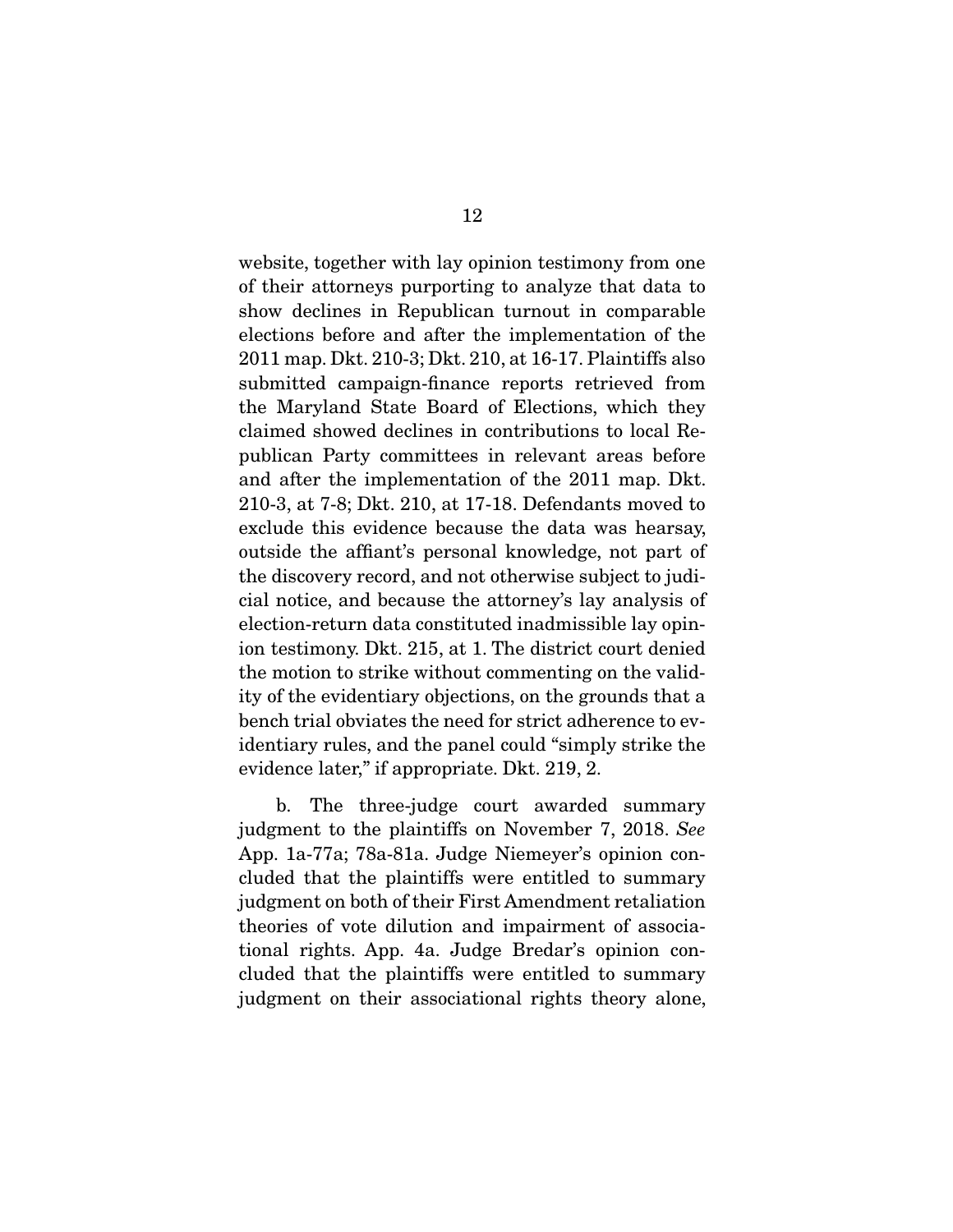website, together with lay opinion testimony from one of their attorneys purporting to analyze that data to show declines in Republican turnout in comparable elections before and after the implementation of the 2011 map. Dkt. 210-3; Dkt. 210, at 16-17. Plaintiffs also submitted campaign-finance reports retrieved from the Maryland State Board of Elections, which they claimed showed declines in contributions to local Republican Party committees in relevant areas before and after the implementation of the 2011 map. Dkt. 210-3, at 7-8; Dkt. 210, at 17-18. Defendants moved to exclude this evidence because the data was hearsay, outside the affiant's personal knowledge, not part of the discovery record, and not otherwise subject to judicial notice, and because the attorney's lay analysis of election-return data constituted inadmissible lay opinion testimony. Dkt. 215, at 1. The district court denied the motion to strike without commenting on the validity of the evidentiary objections, on the grounds that a bench trial obviates the need for strict adherence to evidentiary rules, and the panel could "simply strike the evidence later," if appropriate. Dkt. 219, 2.

b. The three-judge court awarded summary judgment to the plaintiffs on November 7, 2018. *See* App. 1a-77a; 78a-81a. Judge Niemeyer's opinion concluded that the plaintiffs were entitled to summary judgment on both of their First Amendment retaliation theories of vote dilution and impairment of associational rights. App. 4a. Judge Bredar's opinion concluded that the plaintiffs were entitled to summary judgment on their associational rights theory alone,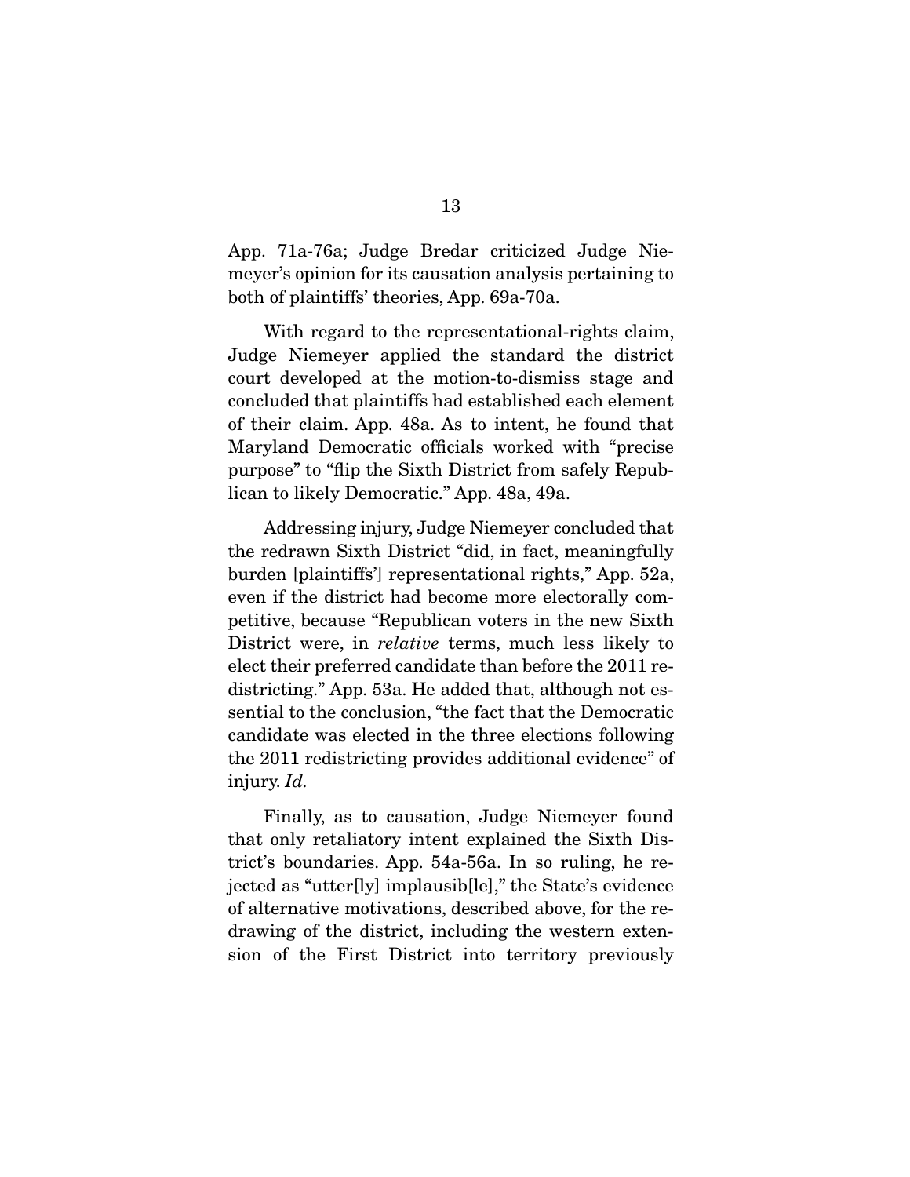App. 71a-76a; Judge Bredar criticized Judge Niemeyer's opinion for its causation analysis pertaining to both of plaintiffs' theories, App. 69a-70a.

With regard to the representational-rights claim, Judge Niemeyer applied the standard the district court developed at the motion-to-dismiss stage and concluded that plaintiffs had established each element of their claim. App. 48a. As to intent, he found that Maryland Democratic officials worked with "precise purpose" to "flip the Sixth District from safely Republican to likely Democratic." App. 48a, 49a.

Addressing injury, Judge Niemeyer concluded that the redrawn Sixth District "did, in fact, meaningfully burden [plaintiffs'] representational rights," App. 52a, even if the district had become more electorally competitive, because "Republican voters in the new Sixth District were, in *relative* terms, much less likely to elect their preferred candidate than before the 2011 redistricting." App. 53a. He added that, although not essential to the conclusion, "the fact that the Democratic candidate was elected in the three elections following the 2011 redistricting provides additional evidence" of injury. *Id.*

Finally, as to causation, Judge Niemeyer found that only retaliatory intent explained the Sixth District's boundaries. App. 54a-56a. In so ruling, he rejected as "utter[ly] implausib[le]," the State's evidence of alternative motivations, described above, for the redrawing of the district, including the western extension of the First District into territory previously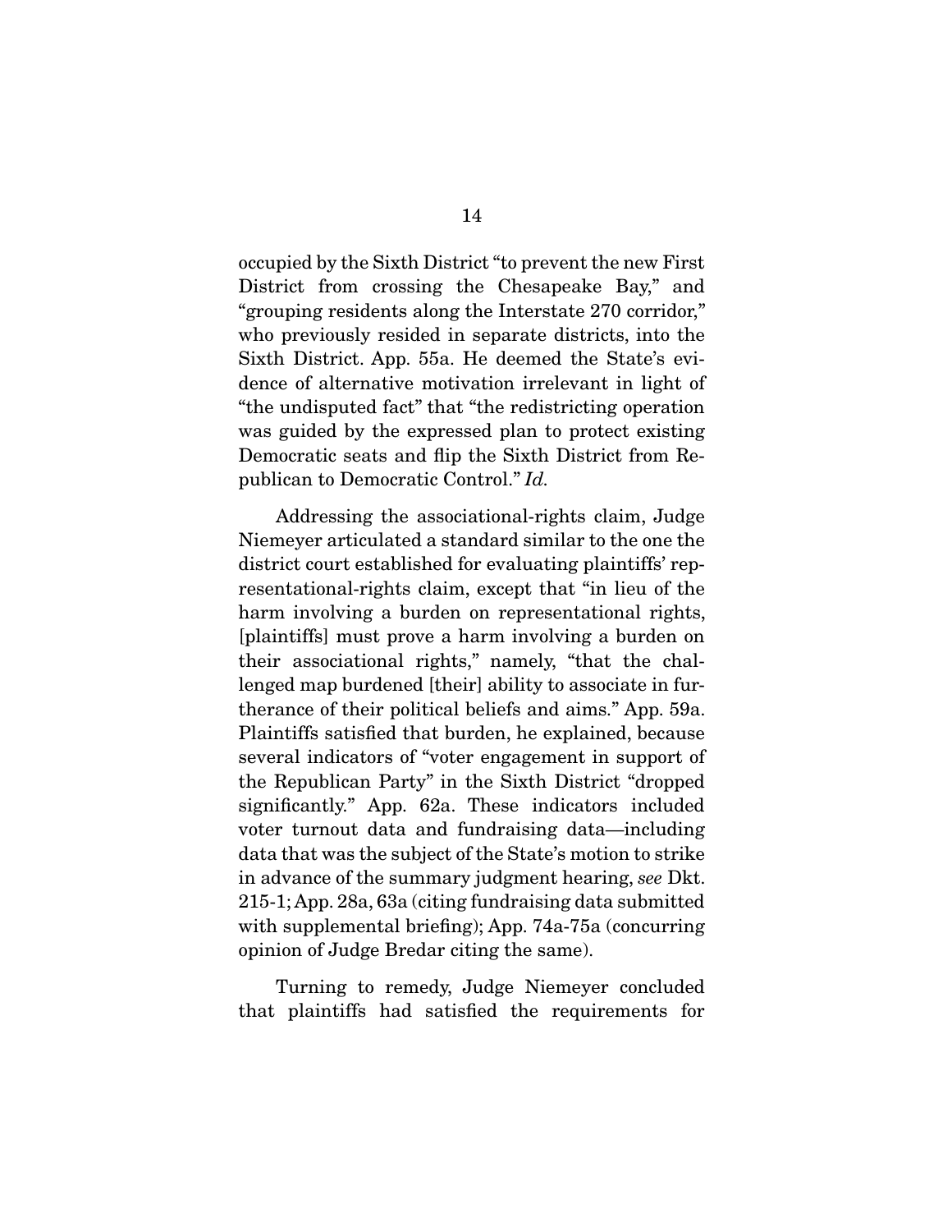occupied by the Sixth District "to prevent the new First District from crossing the Chesapeake Bay," and "grouping residents along the Interstate 270 corridor," who previously resided in separate districts, into the Sixth District. App. 55a. He deemed the State's evidence of alternative motivation irrelevant in light of "the undisputed fact" that "the redistricting operation was guided by the expressed plan to protect existing Democratic seats and flip the Sixth District from Republican to Democratic Control." *Id.*

Addressing the associational-rights claim, Judge Niemeyer articulated a standard similar to the one the district court established for evaluating plaintiffs' representational-rights claim, except that "in lieu of the harm involving a burden on representational rights, [plaintiffs] must prove a harm involving a burden on their associational rights," namely, "that the challenged map burdened [their] ability to associate in furtherance of their political beliefs and aims." App. 59a. Plaintiffs satisfied that burden, he explained, because several indicators of "voter engagement in support of the Republican Party" in the Sixth District "dropped significantly." App. 62a. These indicators included voter turnout data and fundraising data—including data that was the subject of the State's motion to strike in advance of the summary judgment hearing, *see* Dkt. 215-1; App. 28a, 63a (citing fundraising data submitted with supplemental briefing); App. 74a-75a (concurring opinion of Judge Bredar citing the same).

Turning to remedy, Judge Niemeyer concluded that plaintiffs had satisfied the requirements for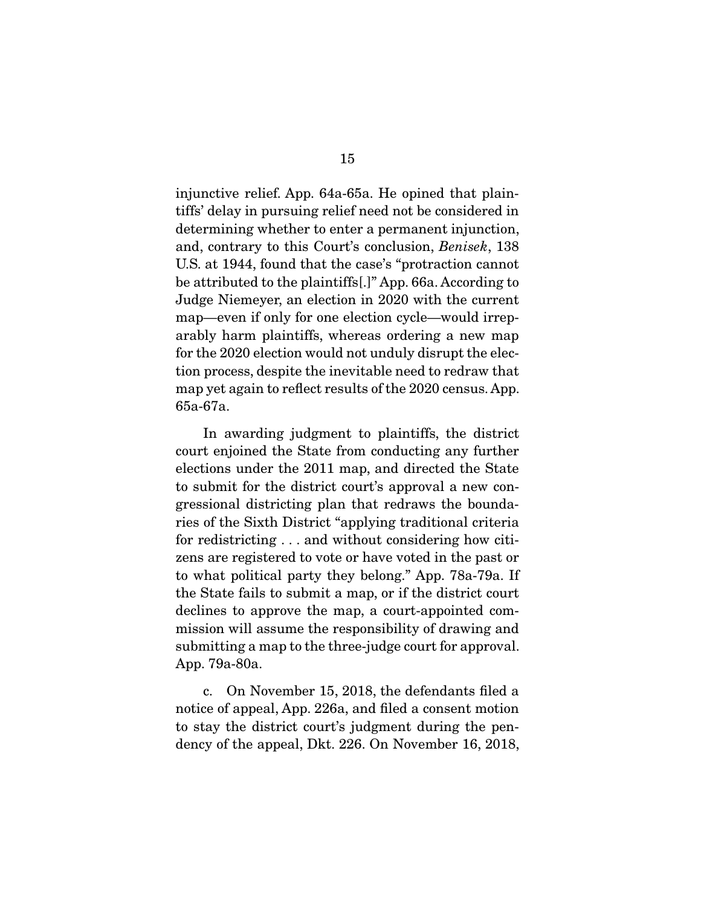injunctive relief. App. 64a-65a. He opined that plaintiffs' delay in pursuing relief need not be considered in determining whether to enter a permanent injunction, and, contrary to this Court's conclusion, *Benisek*, 138 U.S. at 1944, found that the case's "protraction cannot be attributed to the plaintiffs[.]" App. 66a. According to Judge Niemeyer, an election in 2020 with the current map—even if only for one election cycle—would irreparably harm plaintiffs, whereas ordering a new map for the 2020 election would not unduly disrupt the election process, despite the inevitable need to redraw that map yet again to reflect results of the 2020 census. App. 65a-67a.

In awarding judgment to plaintiffs, the district court enjoined the State from conducting any further elections under the 2011 map, and directed the State to submit for the district court's approval a new congressional districting plan that redraws the boundaries of the Sixth District "applying traditional criteria for redistricting . . . and without considering how citizens are registered to vote or have voted in the past or to what political party they belong." App. 78a-79a. If the State fails to submit a map, or if the district court declines to approve the map, a court-appointed commission will assume the responsibility of drawing and submitting a map to the three-judge court for approval. App. 79a-80a.

c. On November 15, 2018, the defendants filed a notice of appeal, App. 226a, and filed a consent motion to stay the district court's judgment during the pendency of the appeal, Dkt. 226. On November 16, 2018,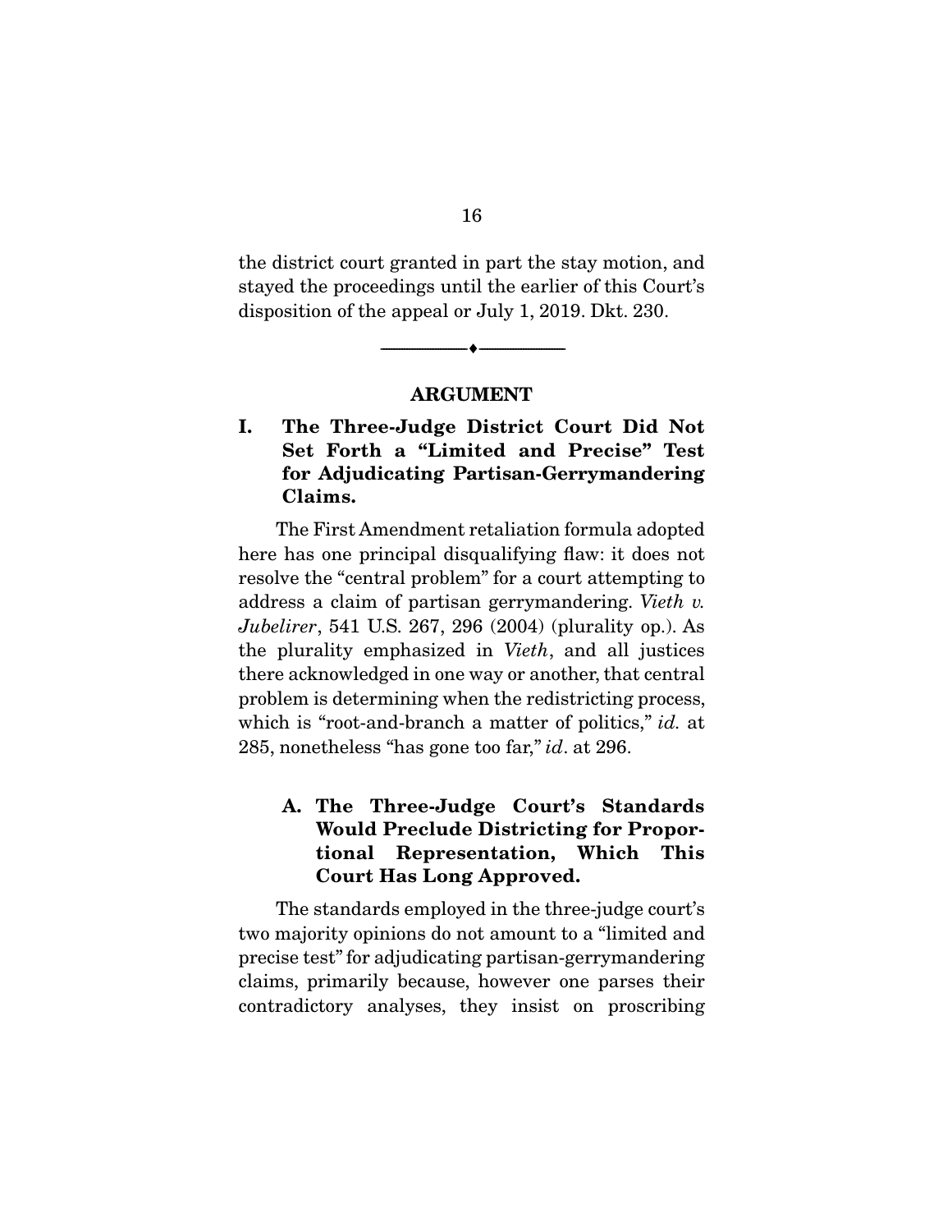the district court granted in part the stay motion, and stayed the proceedings until the earlier of this Court's disposition of the appeal or July 1, 2019. Dkt. 230.

---

## ARGUMENT

### I. The Three-Judge District Court Did Not Set Forth a "Limited and Precise" Test for Adjudicating Partisan-Gerrymandering Claims.

The First Amendment retaliation formula adopted here has one principal disqualifying flaw: it does not resolve the "central problem" for a court attempting to address a claim of partisan gerrymandering. *Vieth v. Jubelirer*, 541 U.S. 267, 296 (2004) (plurality op.). As the plurality emphasized in *Vieth*, and all justices there acknowledged in one way or another, that central problem is determining when the redistricting process, which is "root-and-branch a matter of politics," *id.* at 285, nonetheless "has gone too far," *id*. at 296.

#### A. The Three-Judge Court's Standards Would Preclude Districting for Proportional Representation, Which This Court Has Long Approved.

The standards employed in the three-judge court's two majority opinions do not amount to a "limited and precise test" for adjudicating partisan-gerrymandering claims, primarily because, however one parses their contradictory analyses, they insist on proscribing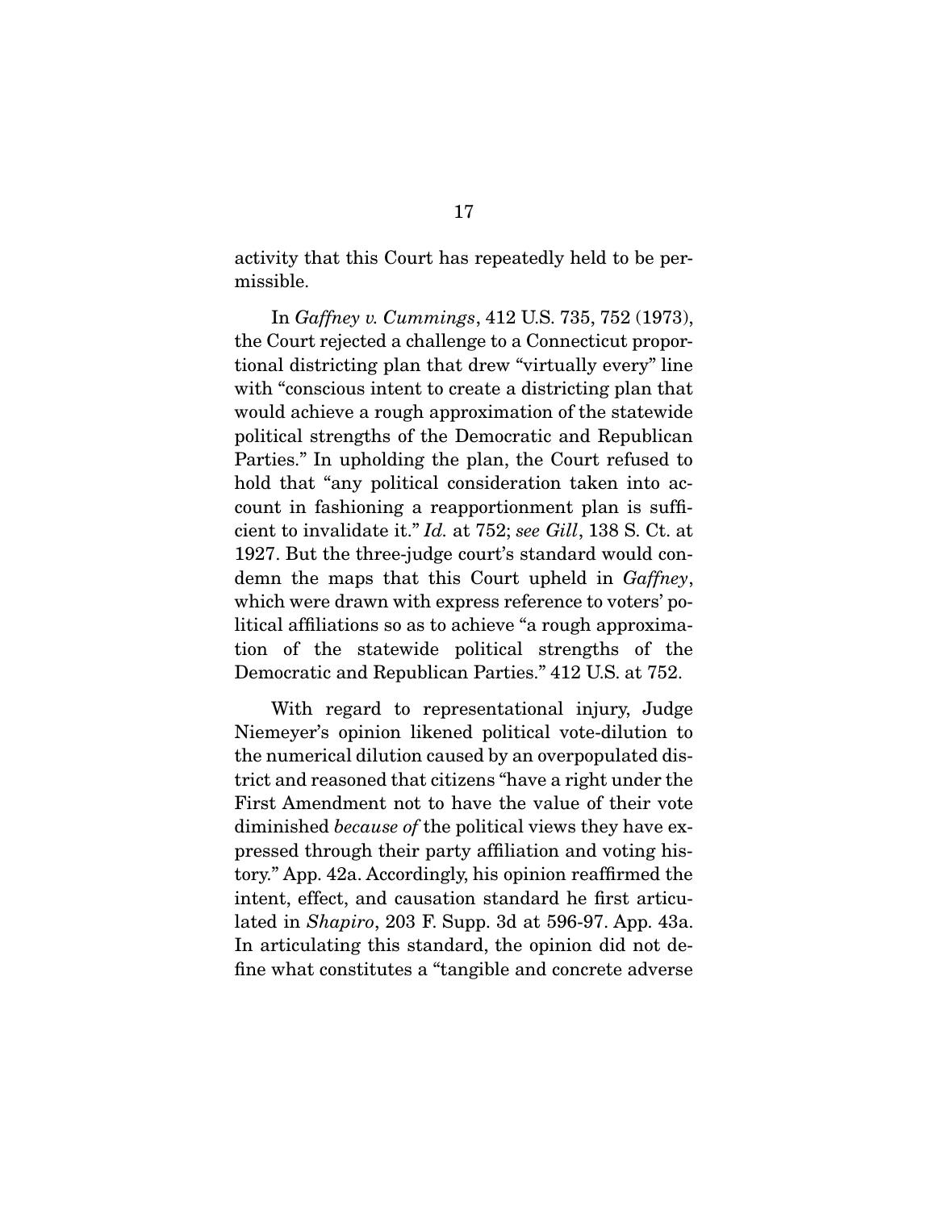activity that this Court has repeatedly held to be permissible.

In *Gaffney v. Cummings*, 412 U.S. 735, 752 (1973), the Court rejected a challenge to a Connecticut proportional districting plan that drew "virtually every" line with "conscious intent to create a districting plan that would achieve a rough approximation of the statewide political strengths of the Democratic and Republican Parties." In upholding the plan, the Court refused to hold that "any political consideration taken into account in fashioning a reapportionment plan is sufficient to invalidate it." *Id.* at 752; *see Gill*, 138 S. Ct. at 1927. But the three-judge court's standard would condemn the maps that this Court upheld in *Gaffney*, which were drawn with express reference to voters' political affiliations so as to achieve "a rough approximation of the statewide political strengths of the Democratic and Republican Parties." 412 U.S. at 752.

With regard to representational injury, Judge Niemeyer's opinion likened political vote-dilution to the numerical dilution caused by an overpopulated district and reasoned that citizens "have a right under the First Amendment not to have the value of their vote diminished *because of* the political views they have expressed through their party affiliation and voting history." App. 42a. Accordingly, his opinion reaffirmed the intent, effect, and causation standard he first articulated in *Shapiro*, 203 F. Supp. 3d at 596-97. App. 43a. In articulating this standard, the opinion did not define what constitutes a "tangible and concrete adverse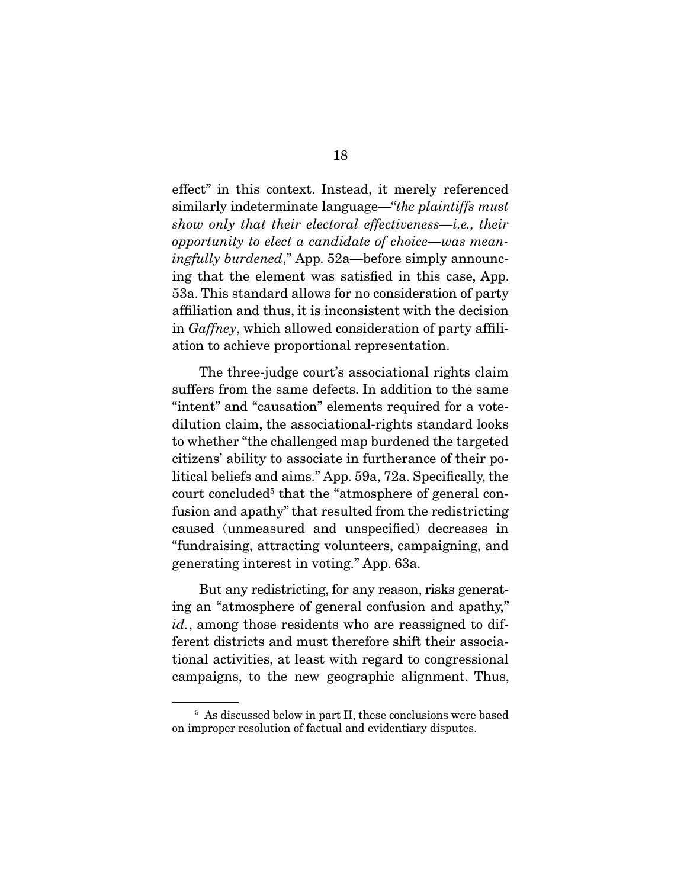effect" in this context. Instead, it merely referenced similarly indeterminate language—"*the plaintiffs must show only that their electoral effectiveness—i.e., their opportunity to elect a candidate of choice—was meaningfully burdened*," App. 52a—before simply announcing that the element was satisfied in this case, App. 53a. This standard allows for no consideration of party affiliation and thus, it is inconsistent with the decision in *Gaffney*, which allowed consideration of party affiliation to achieve proportional representation.

The three-judge court's associational rights claim suffers from the same defects. In addition to the same "intent" and "causation" elements required for a vote-dilution claim, the associational-rights standard looks to whether "the challenged map burdened the targeted citizens' ability to associate in furtherance of their political beliefs and aims." App. 59a, 72a. Specifically, the court concluded[5] that the "atmosphere of general confusion and apathy" that resulted from the redistricting caused (unmeasured and unspecified) decreases in "fundraising, attracting volunteers, campaigning, and generating interest in voting." App. 63a.

But any redistricting, for any reason, risks generating an "atmosphere of general confusion and apathy," *id.*, among those residents who are reassigned to different districts and must therefore shift their associational activities, at least with regard to congressional campaigns, to the new geographic alignment. Thus,

[5] As discussed below in part II, these conclusions were based on improper resolution of factual and evidentiary disputes.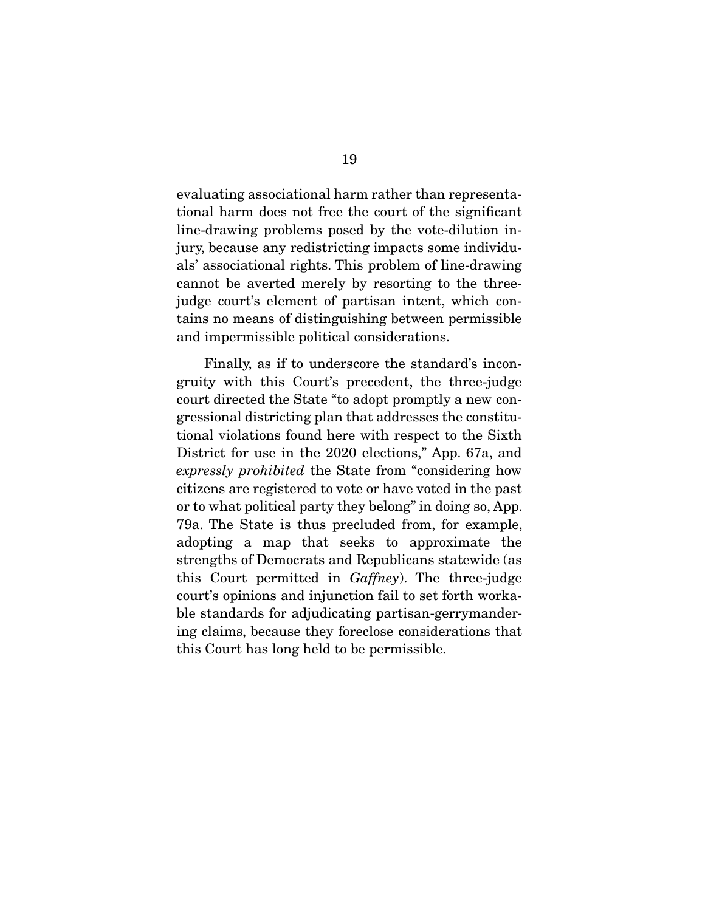evaluating associational harm rather than representational harm does not free the court of the significant line-drawing problems posed by the vote-dilution injury, because any redistricting impacts some individuals' associational rights. This problem of line-drawing cannot be averted merely by resorting to the three-judge court's element of partisan intent, which contains no means of distinguishing between permissible and impermissible political considerations.

Finally, as if to underscore the standard's incongruity with this Court's precedent, the three-judge court directed the State "to adopt promptly a new congressional districting plan that addresses the constitutional violations found here with respect to the Sixth District for use in the 2020 elections," App. 67a, and *expressly prohibited* the State from "considering how citizens are registered to vote or have voted in the past or to what political party they belong" in doing so, App. 79a. The State is thus precluded from, for example, adopting a map that seeks to approximate the strengths of Democrats and Republicans statewide (as this Court permitted in *Gaffney*). The three-judge court's opinions and injunction fail to set forth workable standards for adjudicating partisan-gerrymandering claims, because they foreclose considerations that this Court has long held to be permissible.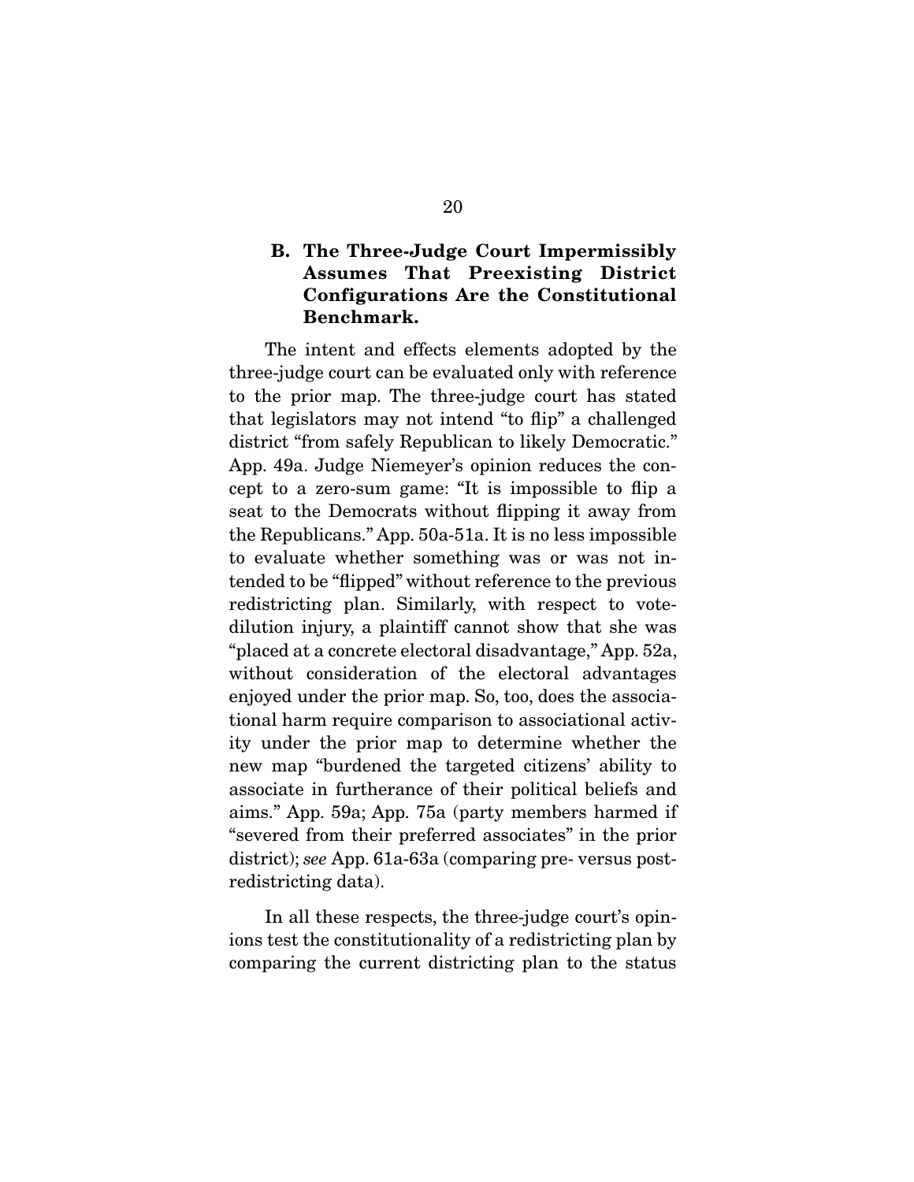### B. The Three-Judge Court Impermissibly Assumes That Preexisting District Configurations Are the Constitutional Benchmark.

The intent and effects elements adopted by the three-judge court can be evaluated only with reference to the prior map. The three-judge court has stated that legislators may not intend "to flip" a challenged district "from safely Republican to likely Democratic." App. 49a. Judge Niemeyer's opinion reduces the concept to a zero-sum game: "It is impossible to flip a seat to the Democrats without flipping it away from the Republicans." App. 50a-51a. It is no less impossible to evaluate whether something was or was not intended to be "flipped" without reference to the previous redistricting plan. Similarly, with respect to vote-dilution injury, a plaintiff cannot show that she was "placed at a concrete electoral disadvantage," App. 52a, without consideration of the electoral advantages enjoyed under the prior map. So, too, does the associational harm require comparison to associational activity under the prior map to determine whether the new map "burdened the targeted citizens' ability to associate in furtherance of their political beliefs and aims." App. 59a; App. 75a (party members harmed if "severed from their preferred associates" in the prior district); *see* App. 61a-63a (comparing pre- versus post-redistricting data).

In all these respects, the three-judge court's opinions test the constitutionality of a redistricting plan by comparing the current districting plan to the status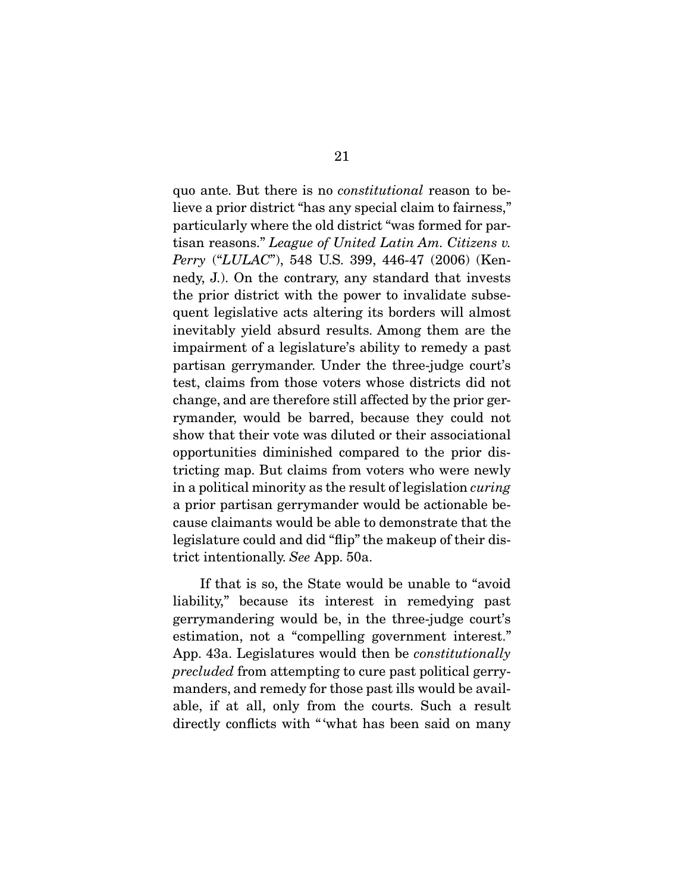quo ante. But there is no *constitutional* reason to believe a prior district "has any special claim to fairness," particularly where the old district "was formed for partisan reasons." *League of United Latin Am. Citizens v. Perry* ("*LULAC*"), 548 U.S. 399, 446-47 (2006) (Kennedy, J.). On the contrary, any standard that invests the prior district with the power to invalidate subsequent legislative acts altering its borders will almost inevitably yield absurd results. Among them are the impairment of a legislature's ability to remedy a past partisan gerrymander. Under the three-judge court's test, claims from those voters whose districts did not change, and are therefore still affected by the prior gerrymander, would be barred, because they could not show that their vote was diluted or their associational opportunities diminished compared to the prior districting map. But claims from voters who were newly in a political minority as the result of legislation *curing* a prior partisan gerrymander would be actionable because claimants would be able to demonstrate that the legislature could and did "flip" the makeup of their district intentionally. *See* App. 50a.

If that is so, the State would be unable to "avoid liability," because its interest in remedying past gerrymandering would be, in the three-judge court's estimation, not a "compelling government interest." App. 43a. Legislatures would then be *constitutionally precluded* from attempting to cure past political gerrymanders, and remedy for those past ills would be available, if at all, only from the courts. Such a result directly conflicts with "'what has been said on many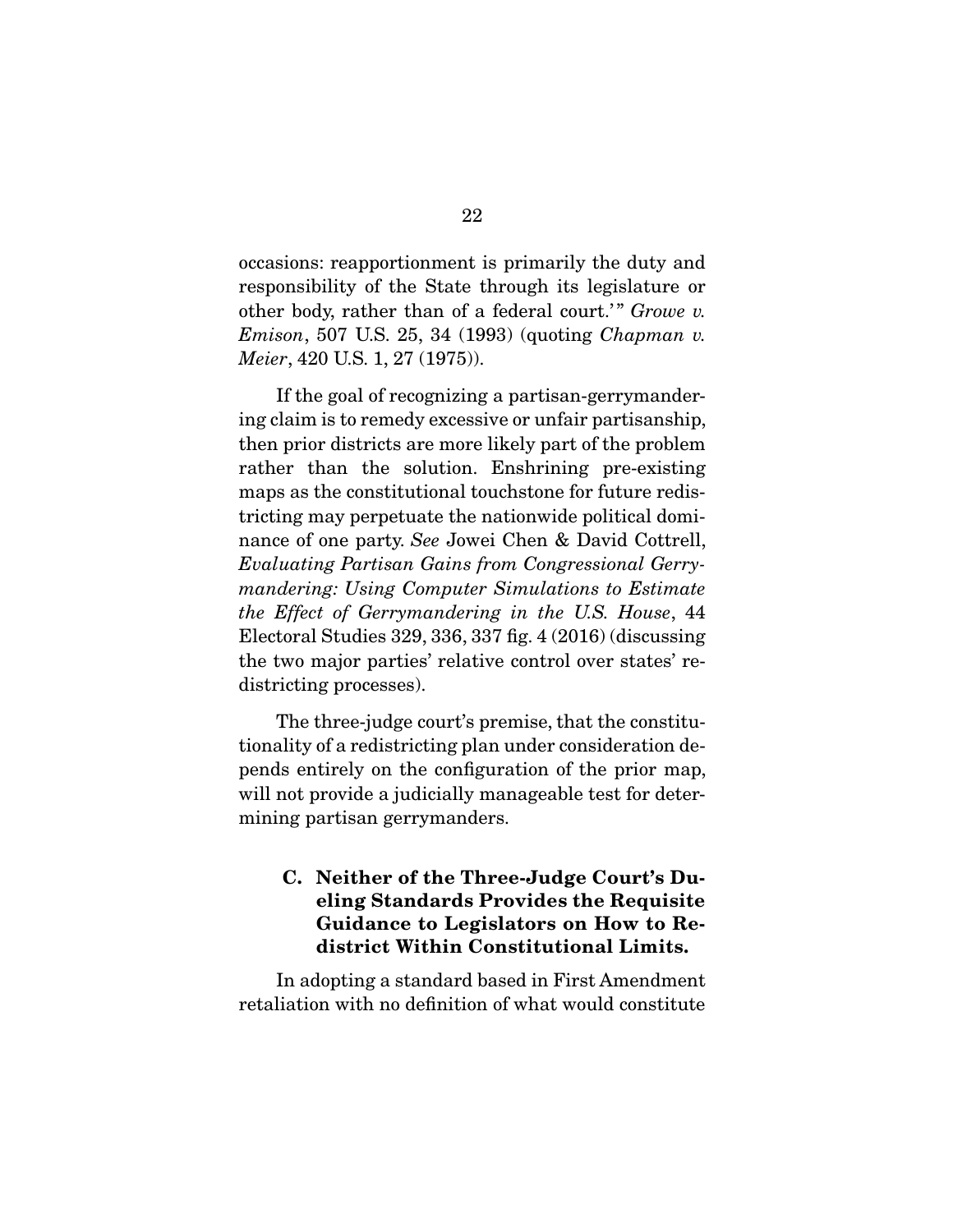occasions: reapportionment is primarily the duty and responsibility of the State through its legislature or other body, rather than of a federal court.'" *Growe v. Emison*, 507 U.S. 25, 34 (1993) (quoting *Chapman v. Meier*, 420 U.S. 1, 27 (1975)).

If the goal of recognizing a partisan-gerrymandering claim is to remedy excessive or unfair partisanship, then prior districts are more likely part of the problem rather than the solution. Enshrining pre-existing maps as the constitutional touchstone for future redistricting may perpetuate the nationwide political dominance of one party. *See* Jowei Chen & David Cottrell, *Evaluating Partisan Gains from Congressional Gerrymandering: Using Computer Simulations to Estimate the Effect of Gerrymandering in the U.S. House*, 44 Electoral Studies 329, 336, 337 fig. 4 (2016) (discussing the two major parties' relative control over states' redistricting processes).

The three-judge court's premise, that the constitutionality of a redistricting plan under consideration depends entirely on the configuration of the prior map, will not provide a judicially manageable test for determining partisan gerrymanders.

### C. Neither of the Three-Judge Court's Dueling Standards Provides the Requisite Guidance to Legislators on How to Redistrict Within Constitutional Limits.

In adopting a standard based in First Amendment retaliation with no definition of what would constitute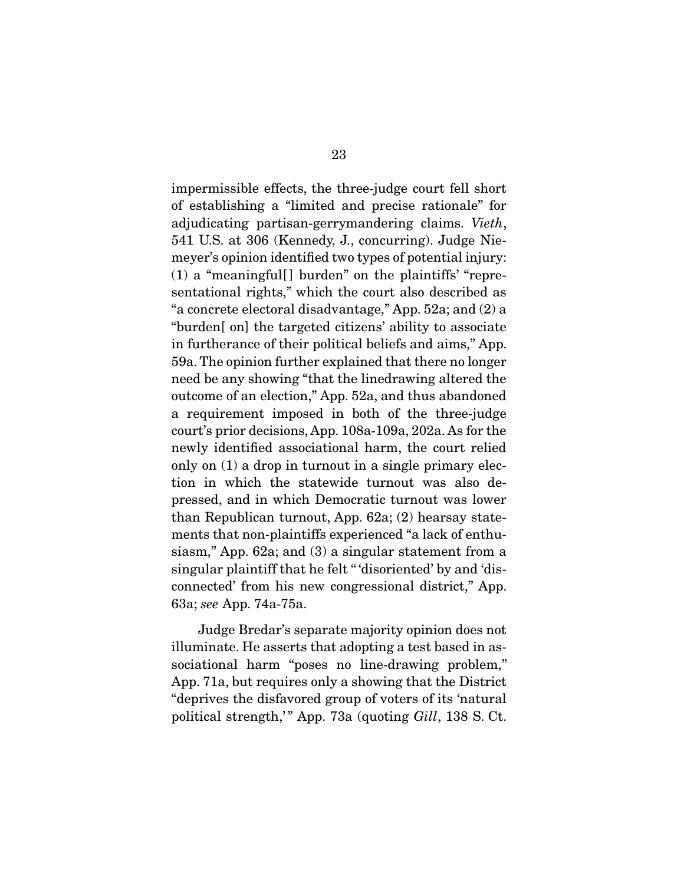impermissible effects, the three-judge court fell short of establishing a "limited and precise rationale" for adjudicating partisan-gerrymandering claims. *Vieth*, 541 U.S. at 306 (Kennedy, J., concurring). Judge Niemeyer's opinion identified two types of potential injury: (1) a "meaningful[] burden" on the plaintiffs' "representational rights," which the court also described as "a concrete electoral disadvantage," App. 52a; and (2) a "burden[ on] the targeted citizens' ability to associate in furtherance of their political beliefs and aims," App. 59a. The opinion further explained that there no longer need be any showing "that the linedrawing altered the outcome of an election," App. 52a, and thus abandoned a requirement imposed in both of the three-judge court's prior decisions, App. 108a-109a, 202a. As for the newly identified associational harm, the court relied only on (1) a drop in turnout in a single primary election in which the statewide turnout was also depressed, and in which Democratic turnout was lower than Republican turnout, App. 62a; (2) hearsay statements that non-plaintiffs experienced "a lack of enthusiasm," App. 62a; and (3) a singular statement from a singular plaintiff that he felt "'disoriented' by and 'disconnected' from his new congressional district," App. 63a; *see* App. 74a-75a.

Judge Bredar's separate majority opinion does not illuminate. He asserts that adopting a test based in associational harm "poses no line-drawing problem," App. 71a, but requires only a showing that the District "deprives the disfavored group of voters of its 'natural political strength,'" App. 73a (quoting *Gill*, 138 S. Ct.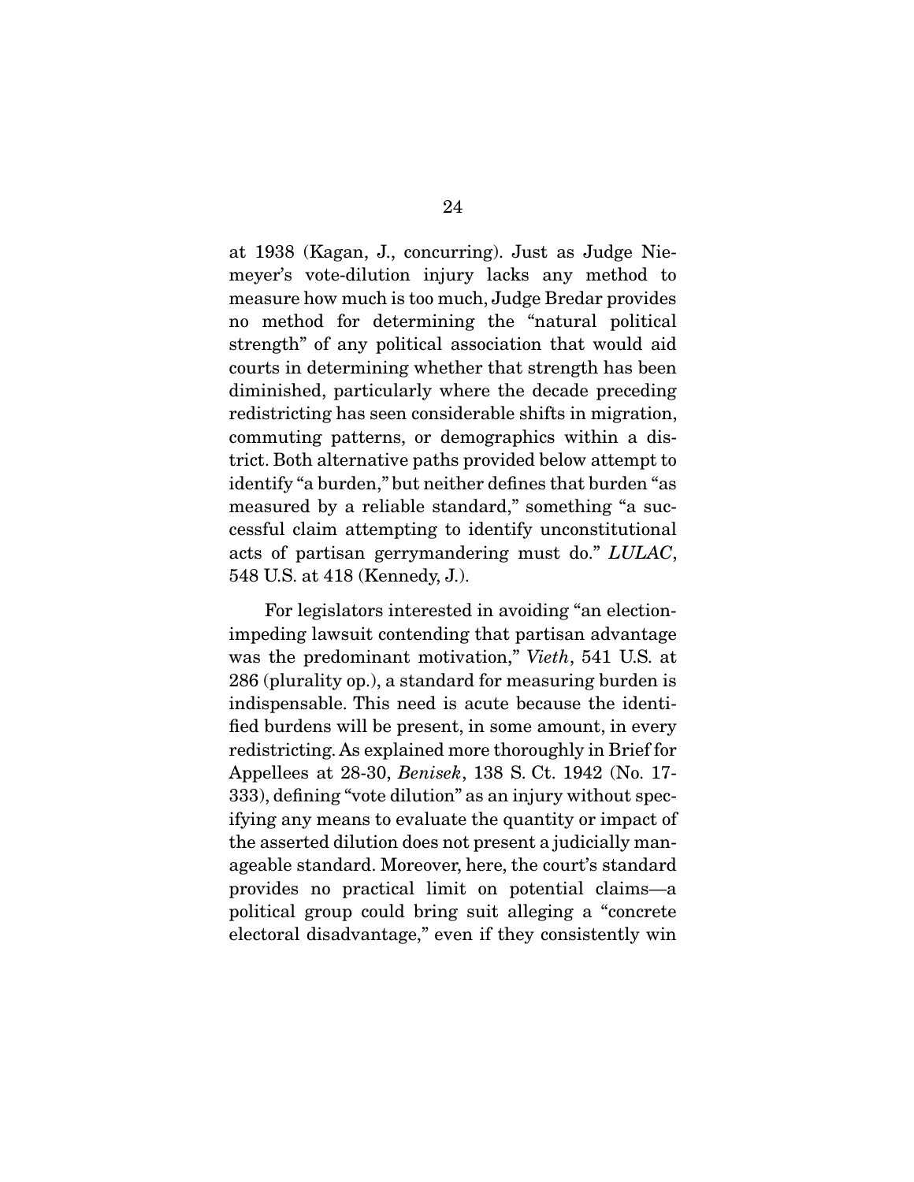at 1938 (Kagan, J., concurring). Just as Judge Niemeyer's vote-dilution injury lacks any method to measure how much is too much, Judge Bredar provides no method for determining the "natural political strength" of any political association that would aid courts in determining whether that strength has been diminished, particularly where the decade preceding redistricting has seen considerable shifts in migration, commuting patterns, or demographics within a district. Both alternative paths provided below attempt to identify "a burden," but neither defines that burden "as measured by a reliable standard," something "a successful claim attempting to identify unconstitutional acts of partisan gerrymandering must do." *LULAC*, 548 U.S. at 418 (Kennedy, J.).

For legislators interested in avoiding "an election-impeding lawsuit contending that partisan advantage was the predominant motivation," *Vieth*, 541 U.S. at 286 (plurality op.), a standard for measuring burden is indispensable. This need is acute because the identified burdens will be present, in some amount, in every redistricting. As explained more thoroughly in Brief for Appellees at 28-30, *Benisek*, 138 S. Ct. 1942 (No. 17-333), defining "vote dilution" as an injury without specifying any means to evaluate the quantity or impact of the asserted dilution does not present a judicially manageable standard. Moreover, here, the court's standard provides no practical limit on potential claims—a political group could bring suit alleging a "concrete electoral disadvantage," even if they consistently win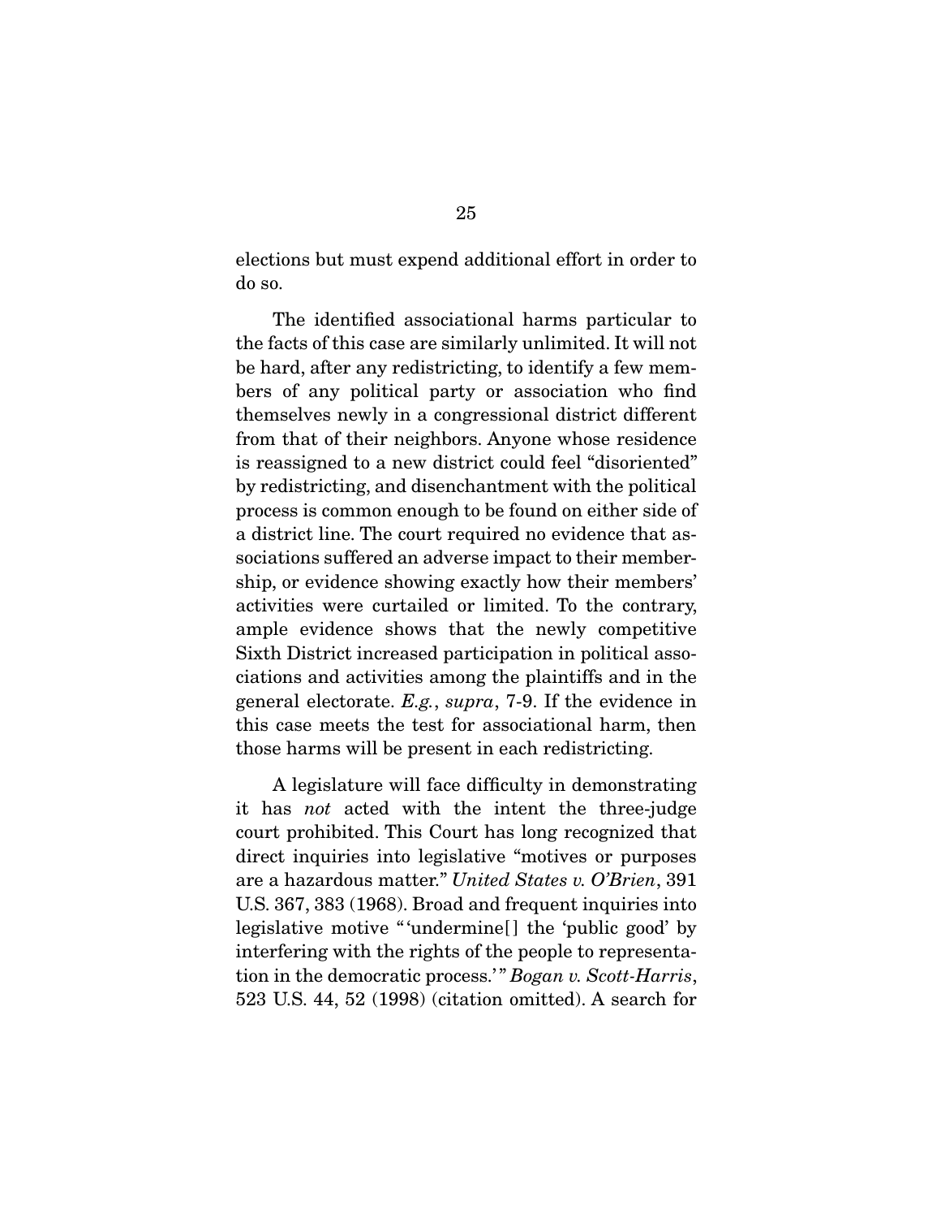elections but must expend additional effort in order to do so.

The identified associational harms particular to the facts of this case are similarly unlimited. It will not be hard, after any redistricting, to identify a few members of any political party or association who find themselves newly in a congressional district different from that of their neighbors. Anyone whose residence is reassigned to a new district could feel "disoriented" by redistricting, and disenchantment with the political process is common enough to be found on either side of a district line. The court required no evidence that associations suffered an adverse impact to their membership, or evidence showing exactly how their members' activities were curtailed or limited. To the contrary, ample evidence shows that the newly competitive Sixth District increased participation in political associations and activities among the plaintiffs and in the general electorate. *E.g.*, *supra*, 7-9. If the evidence in this case meets the test for associational harm, then those harms will be present in each redistricting.

A legislature will face difficulty in demonstrating it has *not* acted with the intent the three-judge court prohibited. This Court has long recognized that direct inquiries into legislative "motives or purposes are a hazardous matter." *United States v. O'Brien*, 391 U.S. 367, 383 (1968). Broad and frequent inquiries into legislative motive "'undermine[] the 'public good' by interfering with the rights of the people to representation in the democratic process.'" *Bogan v. Scott-Harris*, 523 U.S. 44, 52 (1998) (citation omitted). A search for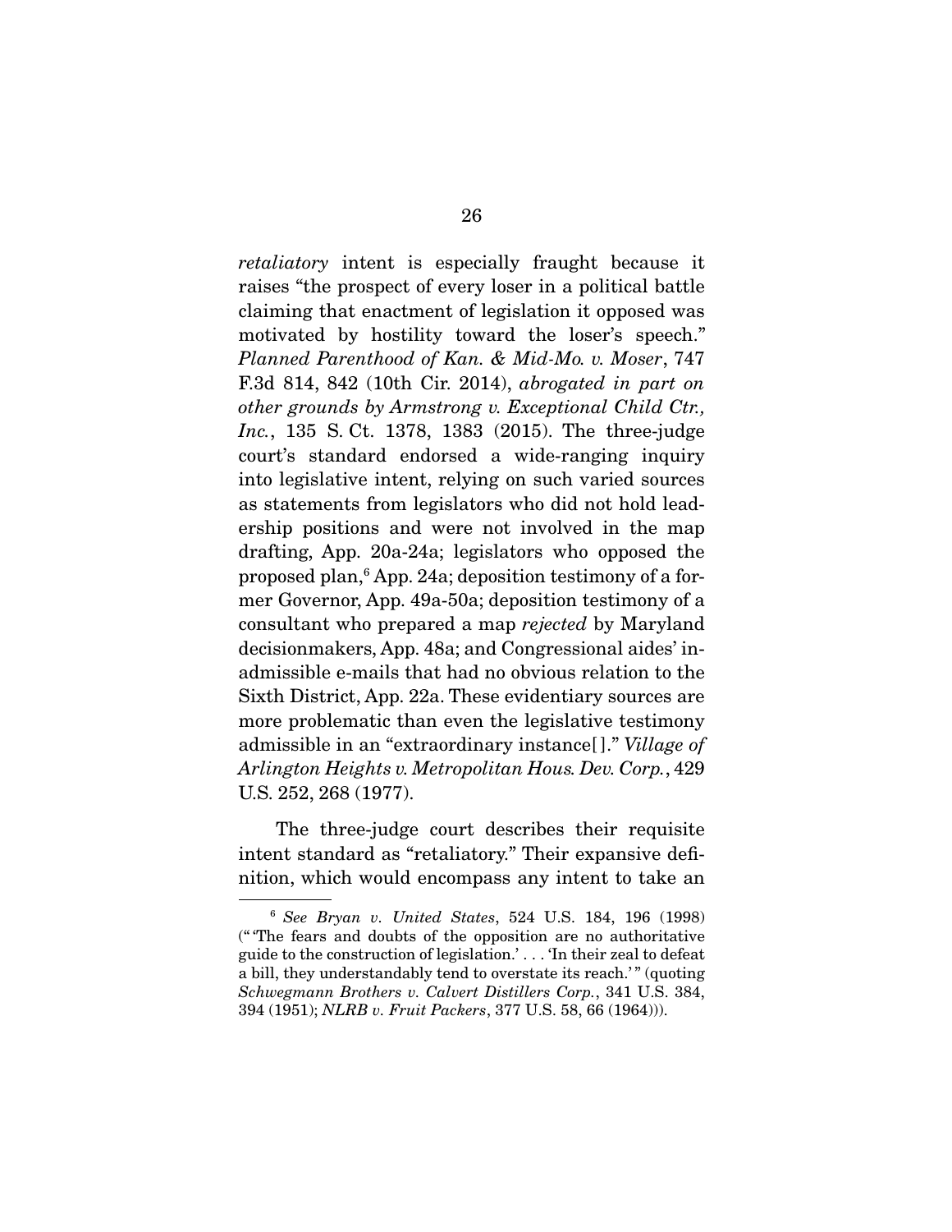*retaliatory* intent is especially fraught because it raises "the prospect of every loser in a political battle claiming that enactment of legislation it opposed was motivated by hostility toward the loser's speech." *Planned Parenthood of Kan. & Mid-Mo. v. Moser*, 747 F.3d 814, 842 (10th Cir. 2014), *abrogated in part on other grounds by Armstrong v. Exceptional Child Ctr., Inc.*, 135 S. Ct. 1378, 1383 (2015). The three-judge court's standard endorsed a wide-ranging inquiry into legislative intent, relying on such varied sources as statements from legislators who did not hold leadership positions and were not involved in the map drafting, App. 20a-24a; legislators who opposed the proposed plan,[6] App. 24a; deposition testimony of a former Governor, App. 49a-50a; deposition testimony of a consultant who prepared a map *rejected* by Maryland decisionmakers, App. 48a; and Congressional aides' inadmissible e-mails that had no obvious relation to the Sixth District, App. 22a. These evidentiary sources are more problematic than even the legislative testimony admissible in an "extraordinary instance[ ]." *Village of Arlington Heights v. Metropolitan Hous. Dev. Corp.*, 429 U.S. 252, 268 (1977).

The three-judge court describes their requisite intent standard as "retaliatory." Their expansive definition, which would encompass any intent to take an

---

[6] *See Bryan v. United States*, 524 U.S. 184, 196 (1998) ("'The fears and doubts of the opposition are no authoritative guide to the construction of legislation.' . . . 'In their zeal to defeat a bill, they understandably tend to overstate its reach.'" (quoting *Schwegmann Brothers v. Calvert Distillers Corp.*, 341 U.S. 384, 394 (1951); *NLRB v. Fruit Packers*, 377 U.S. 58, 66 (1964))).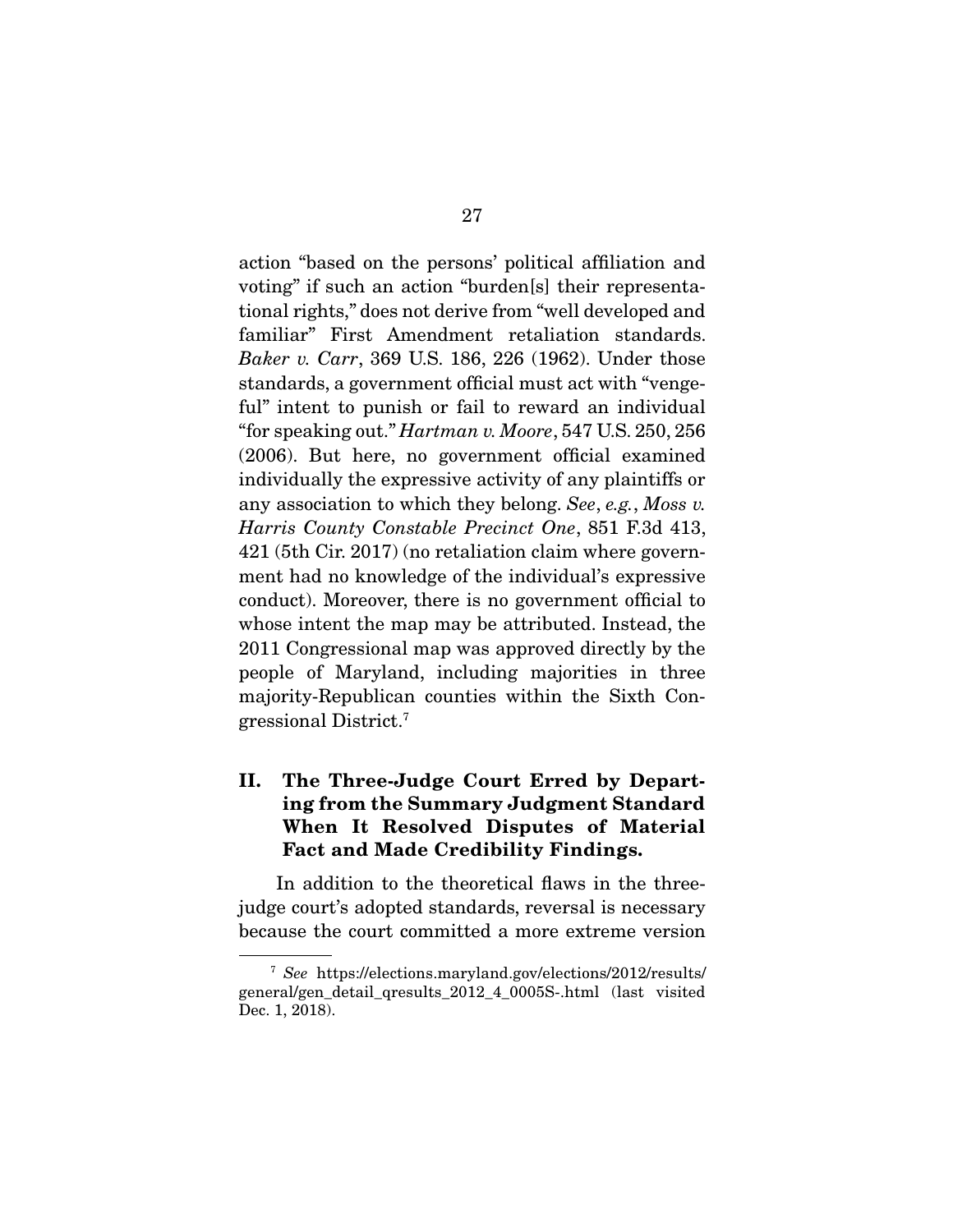action "based on the persons' political affiliation and voting" if such an action "burden[s] their representational rights," does not derive from "well developed and familiar" First Amendment retaliation standards. *Baker v. Carr*, 369 U.S. 186, 226 (1962). Under those standards, a government official must act with "vengeful" intent to punish or fail to reward an individual "for speaking out." *Hartman v. Moore*, 547 U.S. 250, 256 (2006). But here, no government official examined individually the expressive activity of any plaintiffs or any association to which they belong. *See*, *e.g.*, *Moss v. Harris County Constable Precinct One*, 851 F.3d 413, 421 (5th Cir. 2017) (no retaliation claim where government had no knowledge of the individual's expressive conduct). Moreover, there is no government official to whose intent the map may be attributed. Instead, the 2011 Congressional map was approved directly by the people of Maryland, including majorities in three majority-Republican counties within the Sixth Congressional District.[7]

## II. The Three-Judge Court Erred by Departing from the Summary Judgment Standard When It Resolved Disputes of Material Fact and Made Credibility Findings.

In addition to the theoretical flaws in the three-judge court's adopted standards, reversal is necessary because the court committed a more extreme version

---

[7] *See* https://elections.maryland.gov/elections/2012/results/general/gen_detail_qresults_2012_4_0005S-.html (last visited Dec. 1, 2018).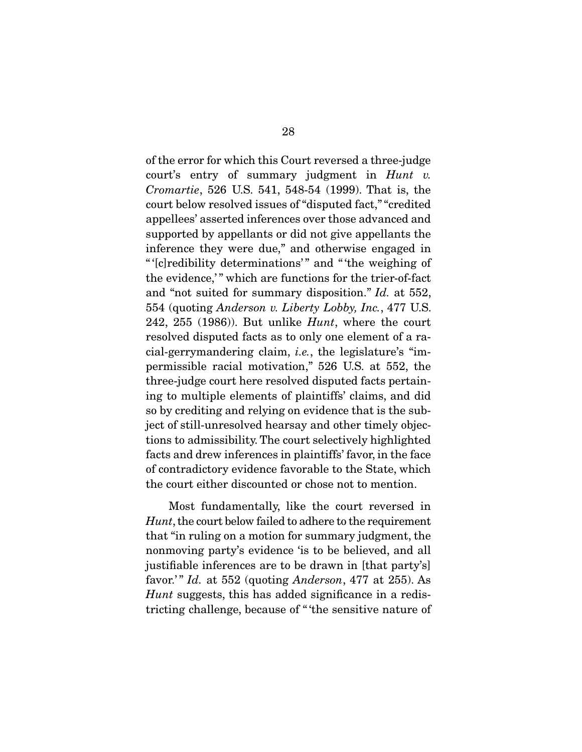of the error for which this Court reversed a three-judge court's entry of summary judgment in *Hunt v. Cromartie*, 526 U.S. 541, 548-54 (1999). That is, the court below resolved issues of "disputed fact," "credited appellees' asserted inferences over those advanced and supported by appellants or did not give appellants the inference they were due," and otherwise engaged in "'[c]redibility determinations'" and "'the weighing of the evidence,'" which are functions for the trier-of-fact and "not suited for summary disposition." *Id.* at 552, 554 (quoting *Anderson v. Liberty Lobby, Inc.*, 477 U.S. 242, 255 (1986)). But unlike *Hunt*, where the court resolved disputed facts as to only one element of a racial-gerrymandering claim, *i.e.*, the legislature's "impermissible racial motivation," 526 U.S. at 552, the three-judge court here resolved disputed facts pertaining to multiple elements of plaintiffs' claims, and did so by crediting and relying on evidence that is the subject of still-unresolved hearsay and other timely objections to admissibility. The court selectively highlighted facts and drew inferences in plaintiffs' favor, in the face of contradictory evidence favorable to the State, which the court either discounted or chose not to mention.

Most fundamentally, like the court reversed in *Hunt*, the court below failed to adhere to the requirement that "in ruling on a motion for summary judgment, the nonmoving party's evidence 'is to be believed, and all justifiable inferences are to be drawn in [that party's] favor.'" *Id.* at 552 (quoting *Anderson*, 477 at 255). As *Hunt* suggests, this has added significance in a redistricting challenge, because of "'the sensitive nature of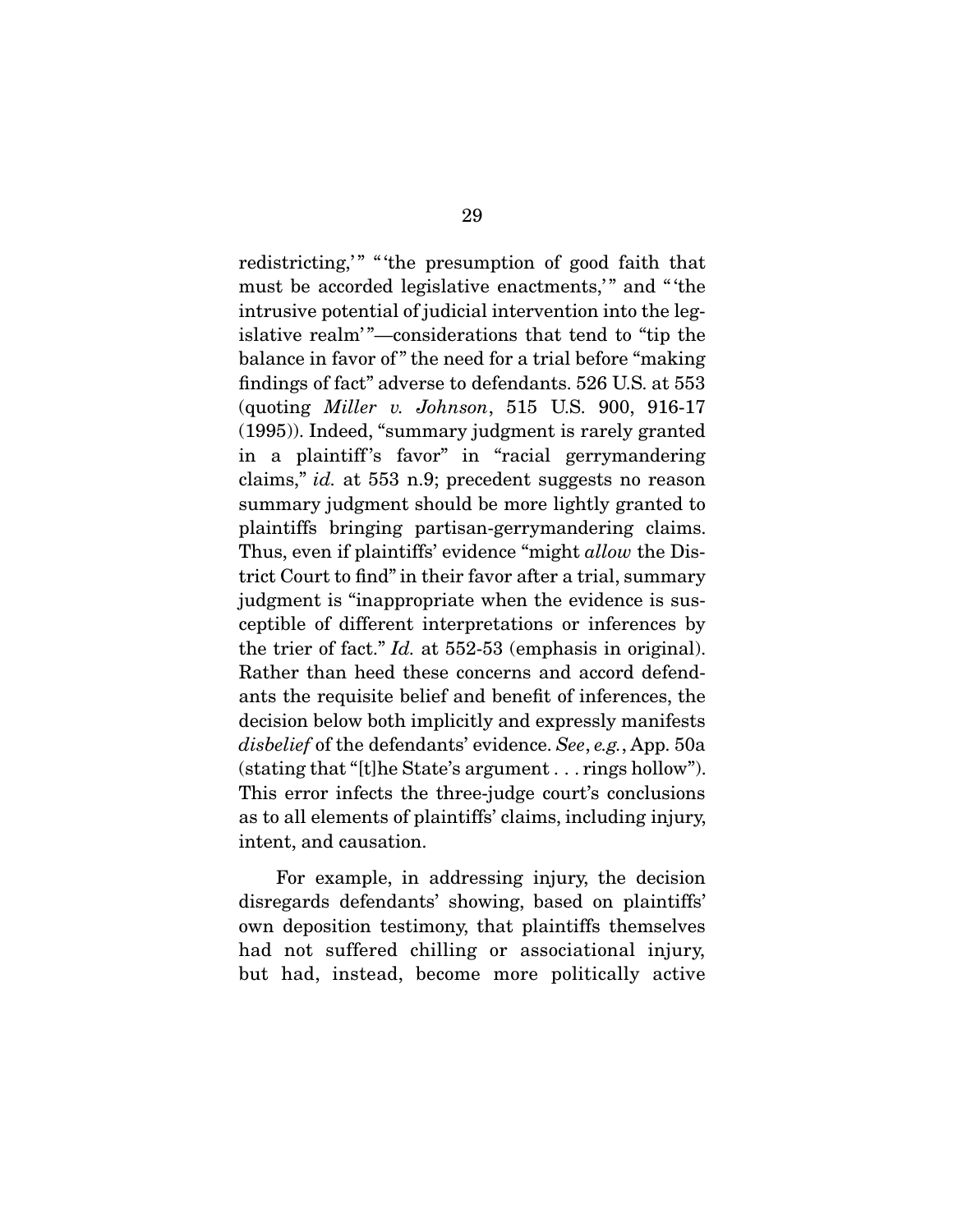redistricting,'" "'the presumption of good faith that must be accorded legislative enactments,'" and "'the intrusive potential of judicial intervention into the legislative realm'"—considerations that tend to "tip the balance in favor of" the need for a trial before "making findings of fact" adverse to defendants. 526 U.S. at 553 (quoting *Miller v. Johnson*, 515 U.S. 900, 916-17 (1995)). Indeed, "summary judgment is rarely granted in a plaintiff's favor" in "racial gerrymandering claims," *id.* at 553 n.9; precedent suggests no reason summary judgment should be more lightly granted to plaintiffs bringing partisan-gerrymandering claims. Thus, even if plaintiffs' evidence "might *allow* the District Court to find" in their favor after a trial, summary judgment is "inappropriate when the evidence is susceptible of different interpretations or inferences by the trier of fact." *Id.* at 552-53 (emphasis in original). Rather than heed these concerns and accord defendants the requisite belief and benefit of inferences, the decision below both implicitly and expressly manifests *disbelief* of the defendants' evidence. *See*, *e.g.*, App. 50a (stating that "[t]he State's argument . . . rings hollow"). This error infects the three-judge court's conclusions as to all elements of plaintiffs' claims, including injury, intent, and causation.

For example, in addressing injury, the decision disregards defendants' showing, based on plaintiffs' own deposition testimony, that plaintiffs themselves had not suffered chilling or associational injury, but had, instead, become more politically active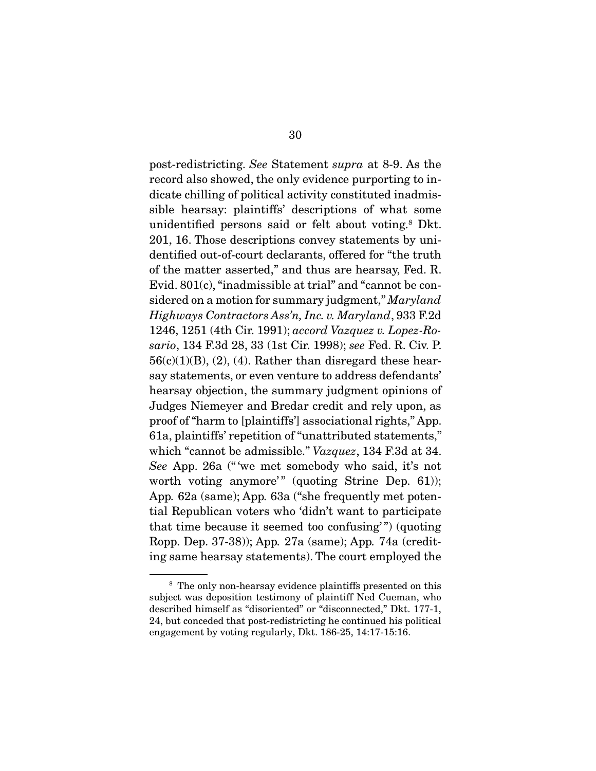post-redistricting. *See* Statement *supra* at 8-9. As the record also showed, the only evidence purporting to indicate chilling of political activity constituted inadmissible hearsay: plaintiffs' descriptions of what some unidentified persons said or felt about voting.[8] Dkt. 201, 16. Those descriptions convey statements by unidentified out-of-court declarants, offered for "the truth of the matter asserted," and thus are hearsay, Fed. R. Evid. 801(c), "inadmissible at trial" and "cannot be considered on a motion for summary judgment," *Maryland Highways Contractors Ass'n, Inc. v. Maryland*, 933 F.2d 1246, 1251 (4th Cir. 1991); *accord Vazquez v. Lopez-Rosario*, 134 F.3d 28, 33 (1st Cir. 1998); *see* Fed. R. Civ. P. 56(c)(1)(B), (2), (4). Rather than disregard these hearsay statements, or even venture to address defendants' hearsay objection, the summary judgment opinions of Judges Niemeyer and Bredar credit and rely upon, as proof of "harm to [plaintiffs'] associational rights," App. 61a, plaintiffs' repetition of "unattributed statements," which "cannot be admissible." *Vazquez*, 134 F.3d at 34. *See* App. 26a ("'we met somebody who said, it's not worth voting anymore'" (quoting Strine Dep. 61)); App. 62a (same); App. 63a ("she frequently met potential Republican voters who 'didn't want to participate that time because it seemed too confusing'") (quoting Ropp. Dep. 37-38)); App. 27a (same); App. 74a (crediting same hearsay statements). The court employed the

---

[8] The only non-hearsay evidence plaintiffs presented on this subject was deposition testimony of plaintiff Ned Cueman, who described himself as "disoriented" or "disconnected," Dkt. 177-1, 24, but conceded that post-redistricting he continued his political engagement by voting regularly, Dkt. 186-25, 14:17-15:16.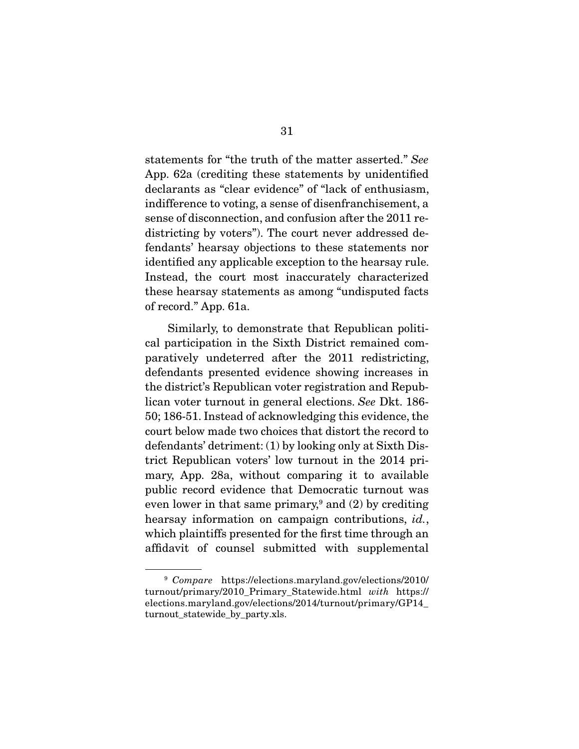statements for "the truth of the matter asserted." *See* App. 62a (crediting these statements by unidentified declarants as "clear evidence" of "lack of enthusiasm, indifference to voting, a sense of disenfranchisement, a sense of disconnection, and confusion after the 2011 redistricting by voters"). The court never addressed defendants' hearsay objections to these statements nor identified any applicable exception to the hearsay rule. Instead, the court most inaccurately characterized these hearsay statements as among "undisputed facts of record." App. 61a.

Similarly, to demonstrate that Republican political participation in the Sixth District remained comparatively undeterred after the 2011 redistricting, defendants presented evidence showing increases in the district's Republican voter registration and Republican voter turnout in general elections. *See* Dkt. 186-50; 186-51. Instead of acknowledging this evidence, the court below made two choices that distort the record to defendants' detriment: (1) by looking only at Sixth District Republican voters' low turnout in the 2014 primary, App. 28a, without comparing it to available public record evidence that Democratic turnout was even lower in that same primary,[9] and (2) by crediting hearsay information on campaign contributions, *id.*, which plaintiffs presented for the first time through an affidavit of counsel submitted with supplemental

---

[9] *Compare* https://elections.maryland.gov/elections/2010/turnout/primary/2010_Primary_Statewide.html *with* https://elections.maryland.gov/elections/2014/turnout/primary/GP14_turnout_statewide_by_party.xls.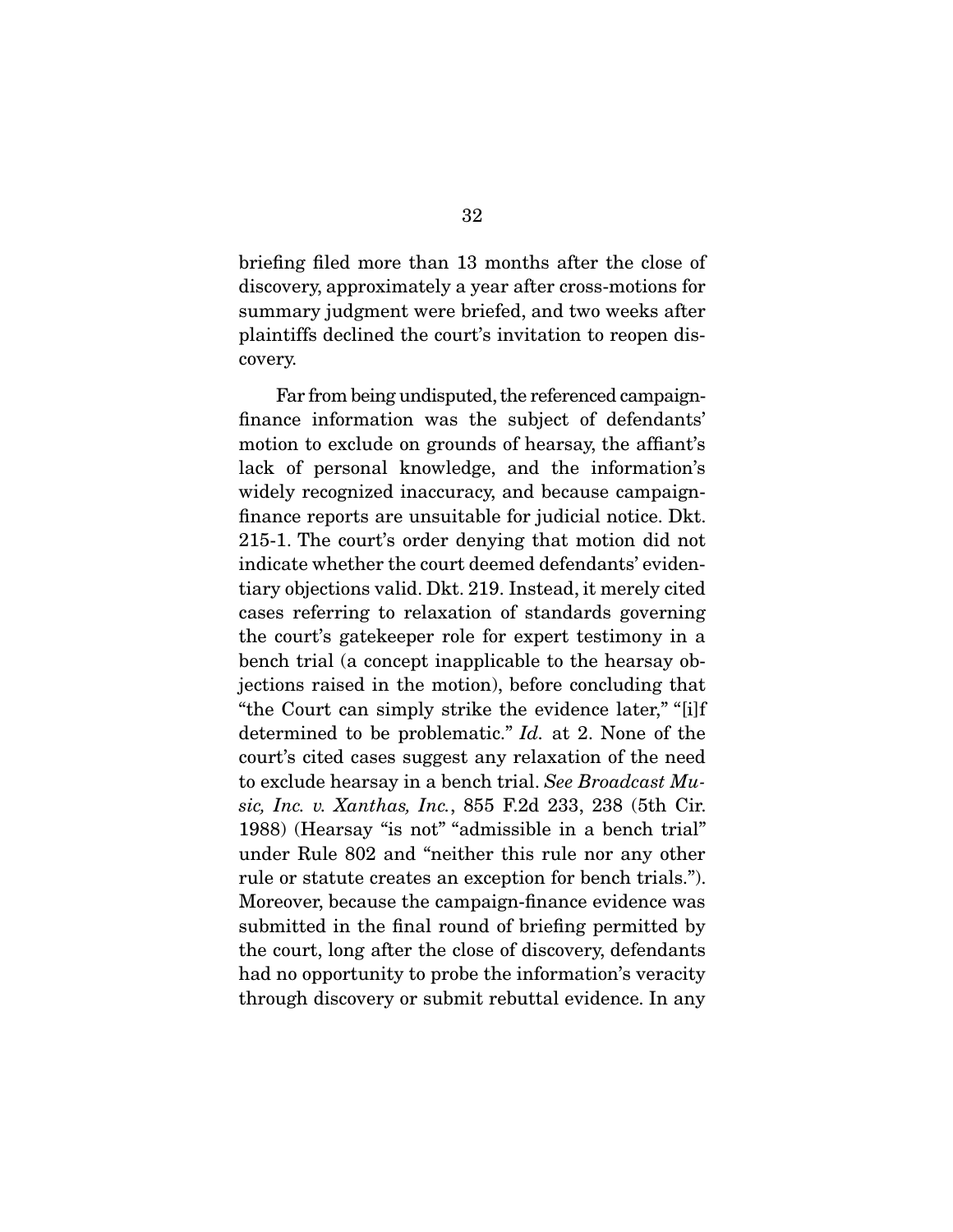briefing filed more than 13 months after the close of discovery, approximately a year after cross-motions for summary judgment were briefed, and two weeks after plaintiffs declined the court's invitation to reopen discovery.

Far from being undisputed, the referenced campaign-finance information was the subject of defendants' motion to exclude on grounds of hearsay, the affiant's lack of personal knowledge, and the information's widely recognized inaccuracy, and because campaign-finance reports are unsuitable for judicial notice. Dkt. 215-1. The court's order denying that motion did not indicate whether the court deemed defendants' evidentiary objections valid. Dkt. 219. Instead, it merely cited cases referring to relaxation of standards governing the court's gatekeeper role for expert testimony in a bench trial (a concept inapplicable to the hearsay objections raised in the motion), before concluding that "the Court can simply strike the evidence later," "[i]f determined to be problematic." *Id.* at 2. None of the court's cited cases suggest any relaxation of the need to exclude hearsay in a bench trial. *See Broadcast Music, Inc. v. Xanthas, Inc.*, 855 F.2d 233, 238 (5th Cir. 1988) (Hearsay "is not" "admissible in a bench trial" under Rule 802 and "neither this rule nor any other rule or statute creates an exception for bench trials."). Moreover, because the campaign-finance evidence was submitted in the final round of briefing permitted by the court, long after the close of discovery, defendants had no opportunity to probe the information's veracity through discovery or submit rebuttal evidence. In any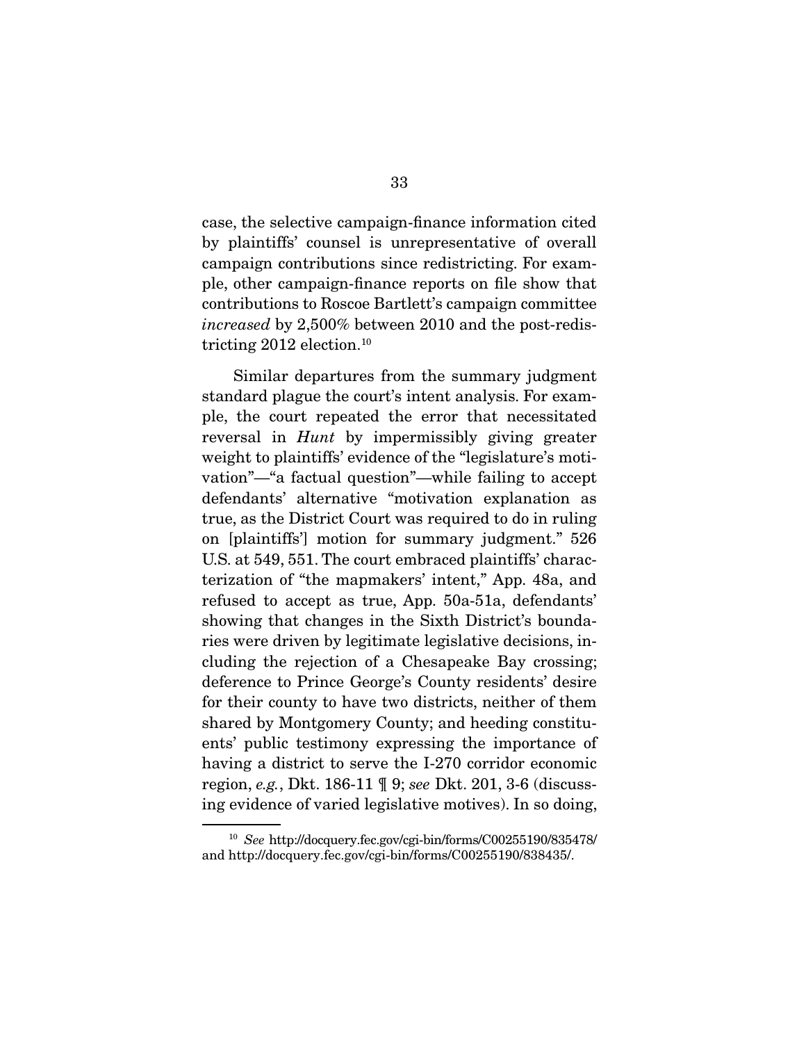case, the selective campaign-finance information cited by plaintiffs' counsel is unrepresentative of overall campaign contributions since redistricting. For example, other campaign-finance reports on file show that contributions to Roscoe Bartlett's campaign committee *increased* by 2,500% between 2010 and the post-redistricting 2012 election.[10]

Similar departures from the summary judgment standard plague the court's intent analysis. For example, the court repeated the error that necessitated reversal in *Hunt* by impermissibly giving greater weight to plaintiffs' evidence of the "legislature's motivation"—"a factual question"—while failing to accept defendants' alternative "motivation explanation as true, as the District Court was required to do in ruling on [plaintiffs'] motion for summary judgment." 526 U.S. at 549, 551. The court embraced plaintiffs' characterization of "the mapmakers' intent," App. 48a, and refused to accept as true, App. 50a-51a, defendants' showing that changes in the Sixth District's boundaries were driven by legitimate legislative decisions, including the rejection of a Chesapeake Bay crossing; deference to Prince George's County residents' desire for their county to have two districts, neither of them shared by Montgomery County; and heeding constituents' public testimony expressing the importance of having a district to serve the I-270 corridor economic region, *e.g.*, Dkt. 186-11 ¶ 9; *see* Dkt. 201, 3-6 (discussing evidence of varied legislative motives). In so doing,

---

[10] *See* http://docquery.fec.gov/cgi-bin/forms/C00255190/835478/ and http://docquery.fec.gov/cgi-bin/forms/C00255190/838435/.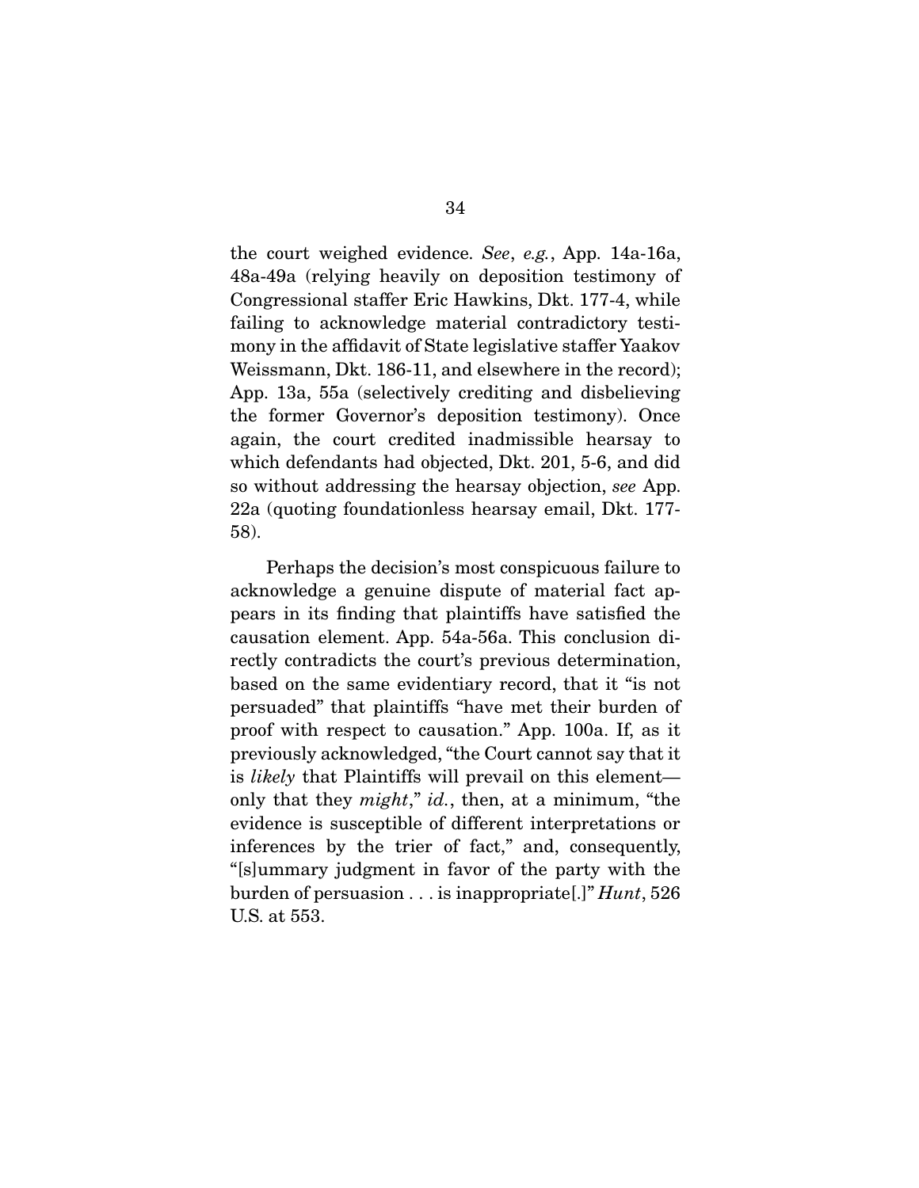the court weighed evidence. *See*, *e.g.*, App. 14a-16a, 48a-49a (relying heavily on deposition testimony of Congressional staffer Eric Hawkins, Dkt. 177-4, while failing to acknowledge material contradictory testimony in the affidavit of State legislative staffer Yaakov Weissmann, Dkt. 186-11, and elsewhere in the record); App. 13a, 55a (selectively crediting and disbelieving the former Governor's deposition testimony). Once again, the court credited inadmissible hearsay to which defendants had objected, Dkt. 201, 5-6, and did so without addressing the hearsay objection, *see* App. 22a (quoting foundationless hearsay email, Dkt. 177-58).

Perhaps the decision's most conspicuous failure to acknowledge a genuine dispute of material fact appears in its finding that plaintiffs have satisfied the causation element. App. 54a-56a. This conclusion directly contradicts the court's previous determination, based on the same evidentiary record, that it "is not persuaded" that plaintiffs "have met their burden of proof with respect to causation." App. 100a. If, as it previously acknowledged, "the Court cannot say that it is *likely* that Plaintiffs will prevail on this element—only that they *might*," *id.*, then, at a minimum, "the evidence is susceptible of different interpretations or inferences by the trier of fact," and, consequently, "[s]ummary judgment in favor of the party with the burden of persuasion . . . is inappropriate[.]" *Hunt*, 526 U.S. at 553.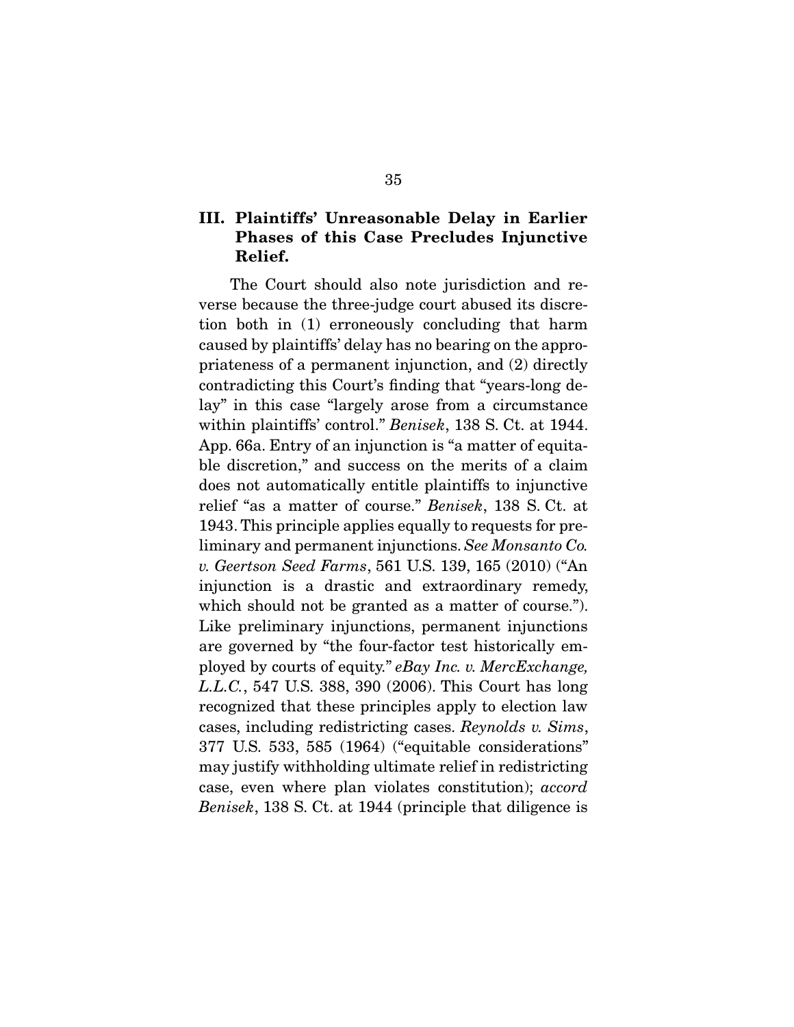### III. Plaintiffs' Unreasonable Delay in Earlier Phases of this Case Precludes Injunctive Relief.

The Court should also note jurisdiction and reverse because the three-judge court abused its discretion both in (1) erroneously concluding that harm caused by plaintiffs' delay has no bearing on the appropriateness of a permanent injunction, and (2) directly contradicting this Court's finding that "years-long delay" in this case "largely arose from a circumstance within plaintiffs' control." *Benisek*, 138 S. Ct. at 1944. App. 66a. Entry of an injunction is "a matter of equitable discretion," and success on the merits of a claim does not automatically entitle plaintiffs to injunctive relief "as a matter of course." *Benisek*, 138 S. Ct. at 1943. This principle applies equally to requests for preliminary and permanent injunctions. *See Monsanto Co. v. Geertson Seed Farms*, 561 U.S. 139, 165 (2010) ("An injunction is a drastic and extraordinary remedy, which should not be granted as a matter of course."). Like preliminary injunctions, permanent injunctions are governed by "the four-factor test historically employed by courts of equity." *eBay Inc. v. MercExchange, L.L.C.*, 547 U.S. 388, 390 (2006). This Court has long recognized that these principles apply to election law cases, including redistricting cases. *Reynolds v. Sims*, 377 U.S. 533, 585 (1964) ("equitable considerations" may justify withholding ultimate relief in redistricting case, even where plan violates constitution); *accord Benisek*, 138 S. Ct. at 1944 (principle that diligence is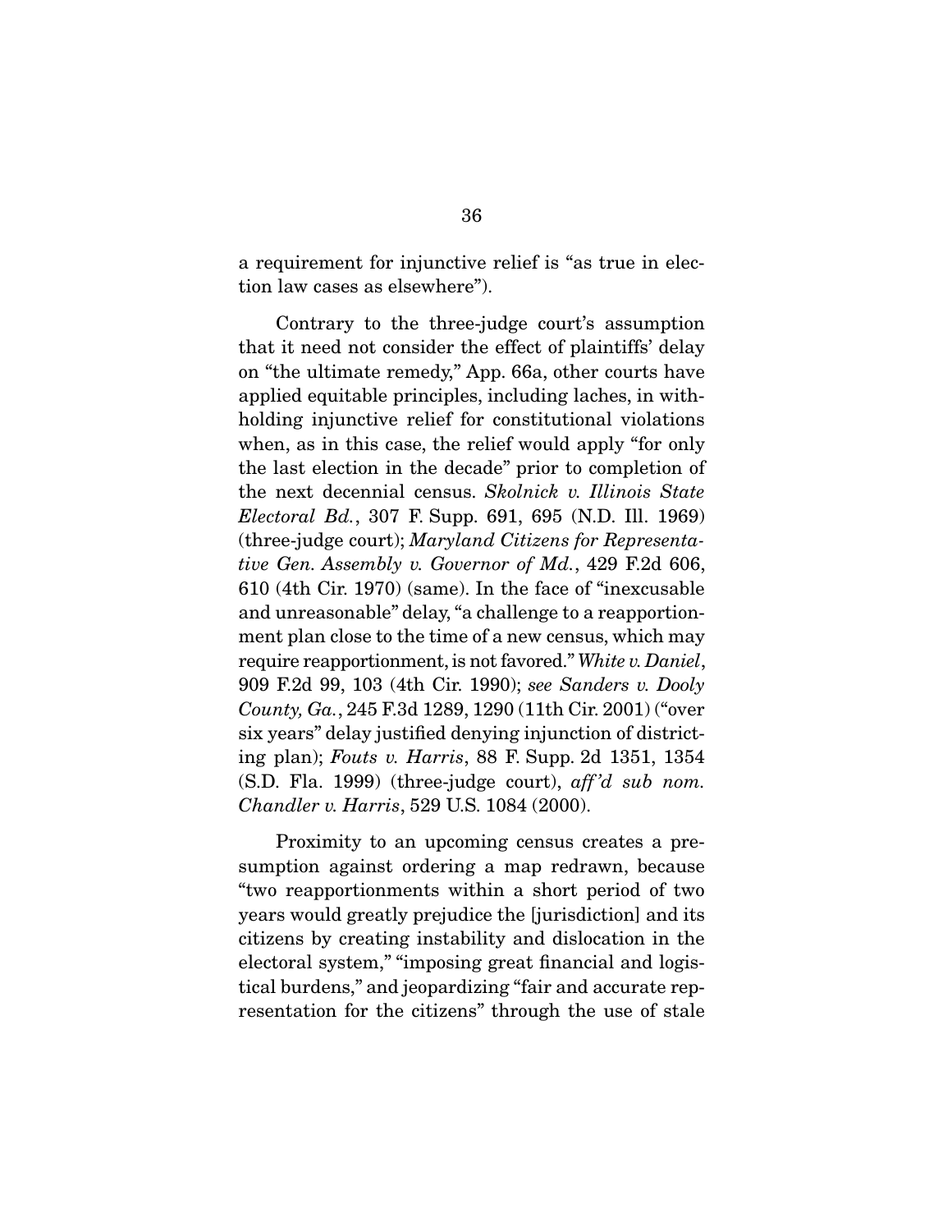a requirement for injunctive relief is "as true in election law cases as elsewhere").

Contrary to the three-judge court's assumption that it need not consider the effect of plaintiffs' delay on "the ultimate remedy," App. 66a, other courts have applied equitable principles, including laches, in withholding injunctive relief for constitutional violations when, as in this case, the relief would apply "for only the last election in the decade" prior to completion of the next decennial census. *Skolnick v. Illinois State Electoral Bd.*, 307 F. Supp. 691, 695 (N.D. Ill. 1969) (three-judge court); *Maryland Citizens for Representative Gen. Assembly v. Governor of Md.*, 429 F.2d 606, 610 (4th Cir. 1970) (same). In the face of "inexcusable and unreasonable" delay, "a challenge to a reapportionment plan close to the time of a new census, which may require reapportionment, is not favored." *White v. Daniel*, 909 F.2d 99, 103 (4th Cir. 1990); *see Sanders v. Dooly County, Ga.*, 245 F.3d 1289, 1290 (11th Cir. 2001) ("over six years" delay justified denying injunction of districting plan); *Fouts v. Harris*, 88 F. Supp. 2d 1351, 1354 (S.D. Fla. 1999) (three-judge court), *aff'd sub nom. Chandler v. Harris*, 529 U.S. 1084 (2000).

Proximity to an upcoming census creates a presumption against ordering a map redrawn, because "two reapportionments within a short period of two years would greatly prejudice the [jurisdiction] and its citizens by creating instability and dislocation in the electoral system," "imposing great financial and logistical burdens," and jeopardizing "fair and accurate representation for the citizens" through the use of stale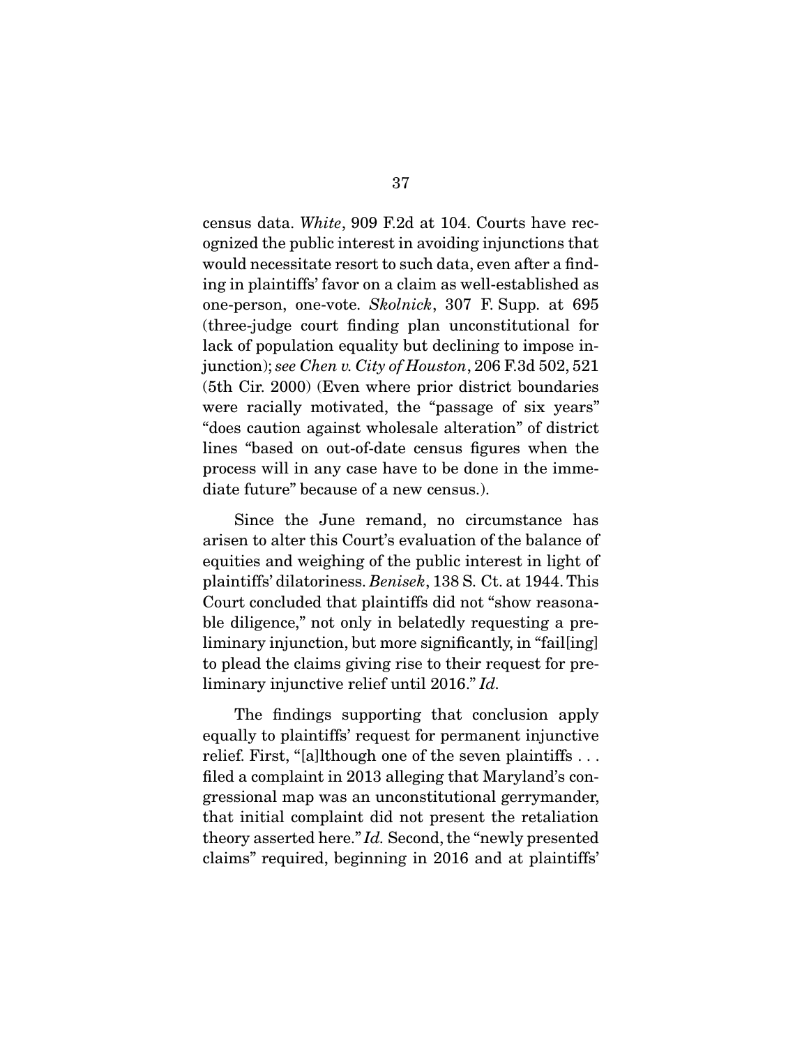census data. *White*, 909 F.2d at 104. Courts have recognized the public interest in avoiding injunctions that would necessitate resort to such data, even after a finding in plaintiffs' favor on a claim as well-established as one-person, one-vote. *Skolnick*, 307 F. Supp. at 695 (three-judge court finding plan unconstitutional for lack of population equality but declining to impose injunction); *see Chen v. City of Houston*, 206 F.3d 502, 521 (5th Cir. 2000) (Even where prior district boundaries were racially motivated, the "passage of six years" "does caution against wholesale alteration" of district lines "based on out-of-date census figures when the process will in any case have to be done in the immediate future" because of a new census.).

Since the June remand, no circumstance has arisen to alter this Court's evaluation of the balance of equities and weighing of the public interest in light of plaintiffs' dilatoriness. *Benisek*, 138 S. Ct. at 1944. This Court concluded that plaintiffs did not "show reasonable diligence," not only in belatedly requesting a preliminary injunction, but more significantly, in "fail[ing] to plead the claims giving rise to their request for preliminary injunctive relief until 2016." *Id.*

The findings supporting that conclusion apply equally to plaintiffs' request for permanent injunctive relief. First, "[a]lthough one of the seven plaintiffs . . . filed a complaint in 2013 alleging that Maryland's congressional map was an unconstitutional gerrymander, that initial complaint did not present the retaliation theory asserted here." *Id.* Second, the "newly presented claims" required, beginning in 2016 and at plaintiffs'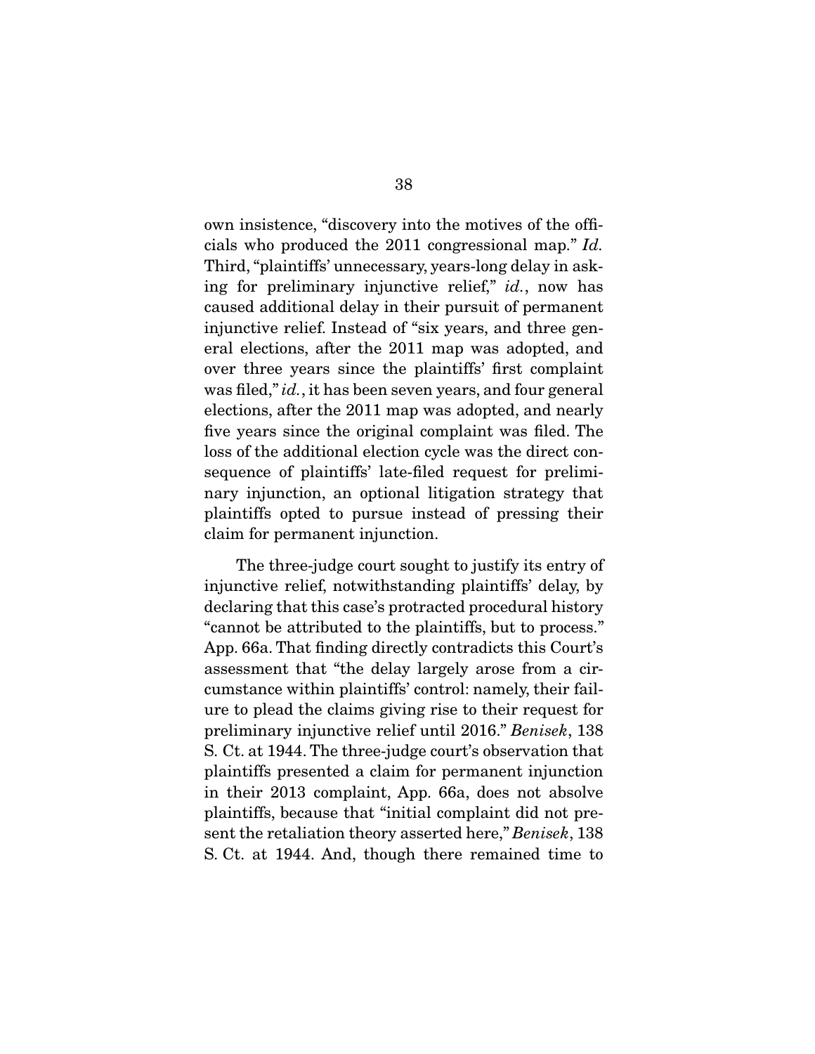own insistence, "discovery into the motives of the officials who produced the 2011 congressional map." *Id.* Third, "plaintiffs' unnecessary, years-long delay in asking for preliminary injunctive relief," *id.*, now has caused additional delay in their pursuit of permanent injunctive relief. Instead of "six years, and three general elections, after the 2011 map was adopted, and over three years since the plaintiffs' first complaint was filed," *id.*, it has been seven years, and four general elections, after the 2011 map was adopted, and nearly five years since the original complaint was filed. The loss of the additional election cycle was the direct consequence of plaintiffs' late-filed request for preliminary injunction, an optional litigation strategy that plaintiffs opted to pursue instead of pressing their claim for permanent injunction.

The three-judge court sought to justify its entry of injunctive relief, notwithstanding plaintiffs' delay, by declaring that this case's protracted procedural history "cannot be attributed to the plaintiffs, but to process." App. 66a. That finding directly contradicts this Court's assessment that "the delay largely arose from a circumstance within plaintiffs' control: namely, their failure to plead the claims giving rise to their request for preliminary injunctive relief until 2016." *Benisek*, 138 S. Ct. at 1944. The three-judge court's observation that plaintiffs presented a claim for permanent injunction in their 2013 complaint, App. 66a, does not absolve plaintiffs, because that "initial complaint did not present the retaliation theory asserted here," *Benisek*, 138 S. Ct. at 1944. And, though there remained time to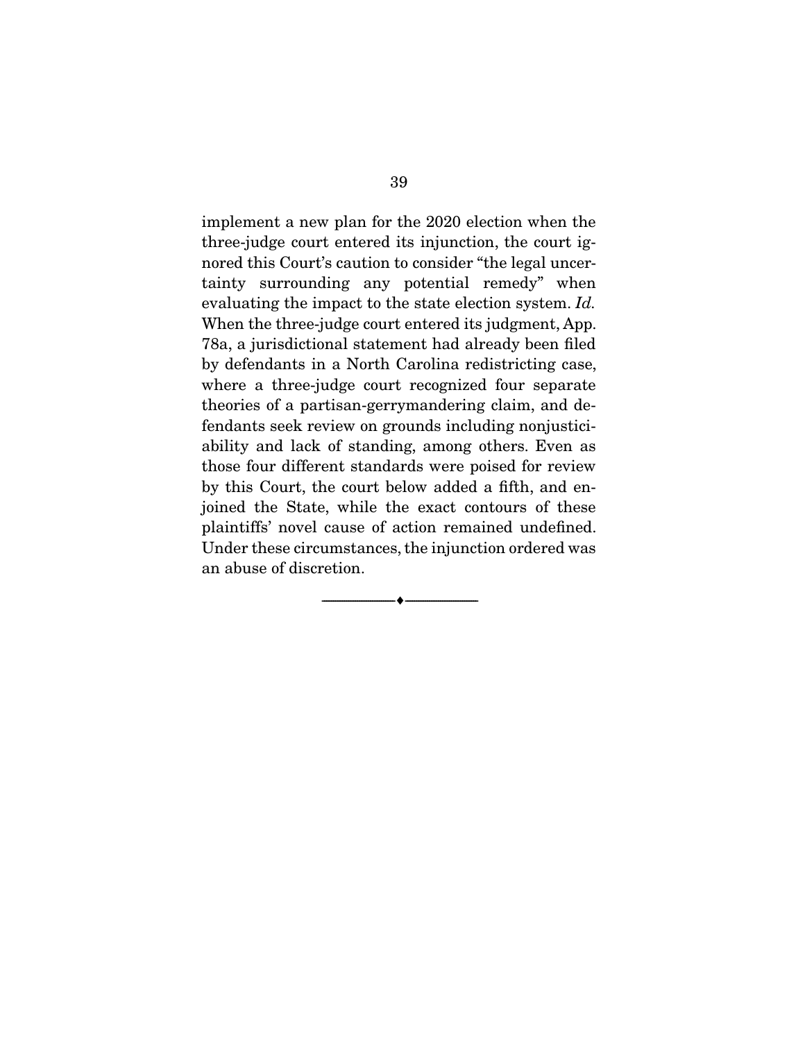implement a new plan for the 2020 election when the three-judge court entered its injunction, the court ignored this Court's caution to consider "the legal uncertainty surrounding any potential remedy" when evaluating the impact to the state election system. *Id.* When the three-judge court entered its judgment, App. 78a, a jurisdictional statement had already been filed by defendants in a North Carolina redistricting case, where a three-judge court recognized four separate theories of a partisan-gerrymandering claim, and defendants seek review on grounds including nonjusticiability and lack of standing, among others. Even as those four different standards were poised for review by this Court, the court below added a fifth, and enjoined the State, while the exact contours of these plaintiffs' novel cause of action remained undefined. Under these circumstances, the injunction ordered was an abuse of discretion.

---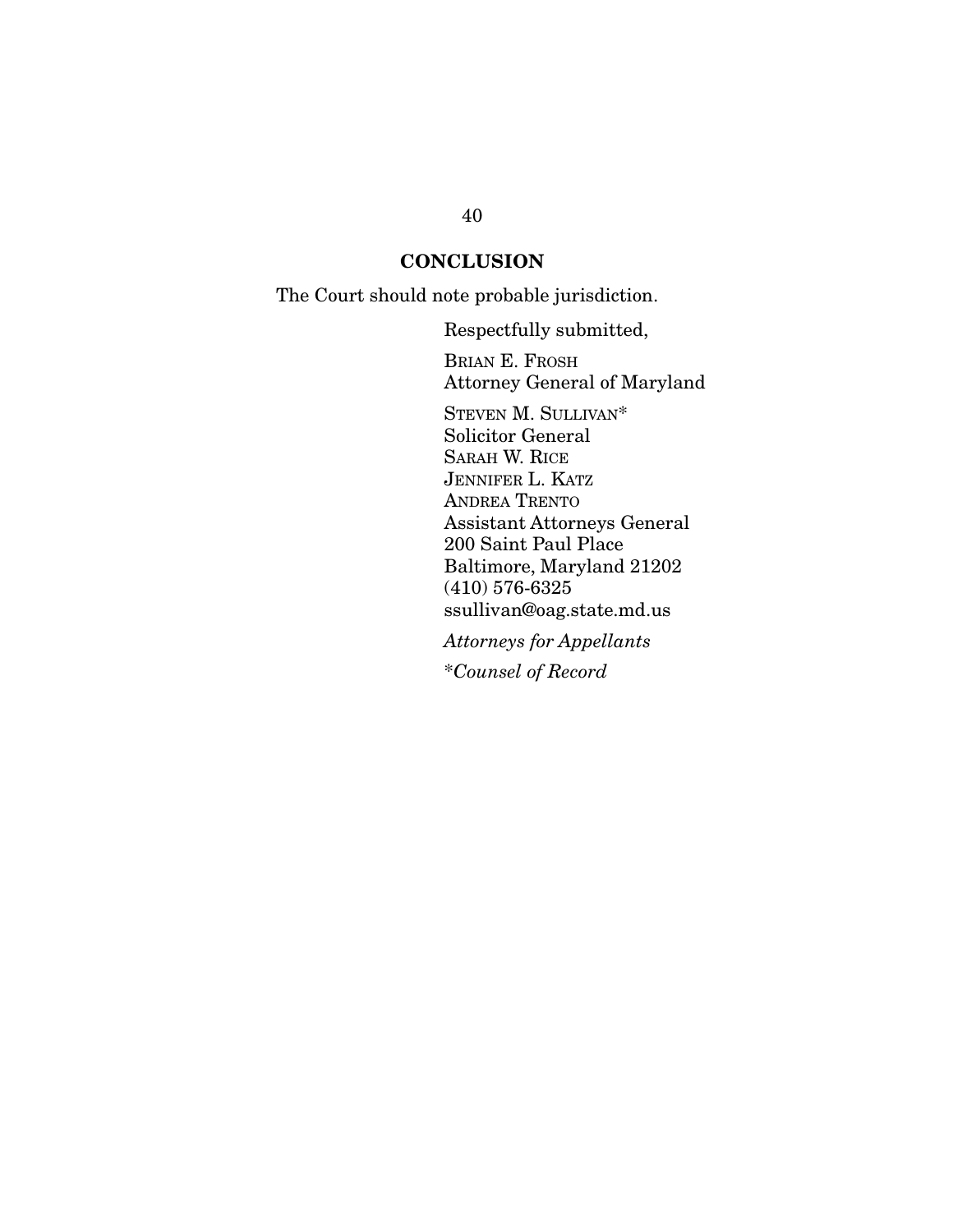## CONCLUSION

The Court should note probable jurisdiction.

Respectfully submitted,

BRIAN E. FROSH
Attorney General of Maryland

STEVEN M. SULLIVAN*
Solicitor General
SARAH W. RICE
JENNIFER L. KATZ
ANDREA TRENTO
Assistant Attorneys General
200 Saint Paul Place
Baltimore, Maryland 21202
(410) 576-6325
ssullivan@oag.state.md.us

*Attorneys for Appellants*

*\*Counsel of Record*